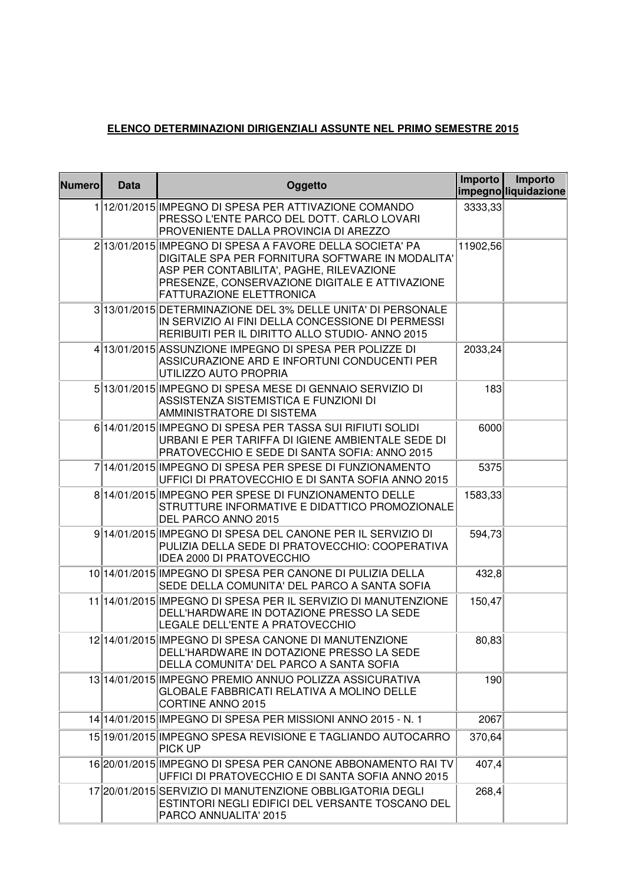**ELENCO DETERMINAZIONI DIRIGENZIALI ASSUNTE NEL PRIMO SEMESTRE 2015**

| Numero | Data | Oggetto | Importo impegno | Importo liquidazione |
|---|---|---|---|---|
| 1 | 12/01/2015 | IMPEGNO DI SPESA PER ATTIVAZIONE COMANDO PRESSO L'ENTE PARCO DEL DOTT. CARLO LOVARI PROVENIENTE DALLA PROVINCIA DI AREZZO | 3333,33 | |
| 2 | 13/01/2015 | IMPEGNO DI SPESA A FAVORE DELLA SOCIETA' PA DIGITALE SPA PER FORNITURA SOFTWARE IN MODALITA' ASP PER CONTABILITA', PAGHE, RILEVAZIONE PRESENZE, CONSERVAZIONE DIGITALE E ATTIVAZIONE FATTURAZIONE ELETTRONICA | 11902,56 | |
| 3 | 13/01/2015 | DETERMINAZIONE DEL 3% DELLE UNITA' DI PERSONALE IN SERVIZIO AI FINI DELLA CONCESSIONE DI PERMESSI RERIBUITI PER IL DIRITTO ALLO STUDIO- ANNO 2015 | | |
| 4 | 13/01/2015 | ASSUNZIONE IMPEGNO DI SPESA PER POLIZZE DI ASSICURAZIONE ARD E INFORTUNI CONDUCENTI PER UTILIZZO AUTO PROPRIA | 2033,24 | |
| 5 | 13/01/2015 | IMPEGNO DI SPESA MESE DI GENNAIO SERVIZIO DI ASSISTENZA SISTEMISTICA E FUNZIONI DI AMMINISTRATORE DI SISTEMA | 183 | |
| 6 | 14/01/2015 | IMPEGNO DI SPESA PER TASSA SUI RIFIUTI SOLIDI URBANI E PER TARIFFA DI IGIENE AMBIENTALE SEDE DI PRATOVECCHIO E SEDE DI SANTA SOFIA: ANNO 2015 | 6000 | |
| 7 | 14/01/2015 | IMPEGNO DI SPESA PER SPESE DI FUNZIONAMENTO UFFICI DI PRATOVECCHIO E DI SANTA SOFIA ANNO 2015 | 5375 | |
| 8 | 14/01/2015 | IMPEGNO PER SPESE DI FUNZIONAMENTO DELLE STRUTTURE INFORMATIVE E DIDATTICO PROMOZIONALE DEL PARCO ANNO 2015 | 1583,33 | |
| 9 | 14/01/2015 | IMPEGNO DI SPESA DEL CANONE PER IL SERVIZIO DI PULIZIA DELLA SEDE DI PRATOVECCHIO: COOPERATIVA IDEA 2000 DI PRATOVECCHIO | 594,73 | |
| 10 | 14/01/2015 | IMPEGNO DI SPESA PER CANONE DI PULIZIA DELLA SEDE DELLA COMUNITA' DEL PARCO A SANTA SOFIA | 432,8 | |
| 11 | 14/01/2015 | IMPEGNO DI SPESA PER IL SERVIZIO DI MANUTENZIONE DELL'HARDWARE IN DOTAZIONE PRESSO LA SEDE LEGALE DELL'ENTE A PRATOVECCHIO | 150,47 | |
| 12 | 14/01/2015 | IMPEGNO DI SPESA CANONE DI MANUTENZIONE DELL'HARDWARE IN DOTAZIONE PRESSO LA SEDE DELLA COMUNITA' DEL PARCO A SANTA SOFIA | 80,83 | |
| 13 | 14/01/2015 | IMPEGNO PREMIO ANNUO POLIZZA ASSICURATIVA GLOBALE FABBRICATI RELATIVA A MOLINO DELLE CORTINE ANNO 2015 | 190 | |
| 14 | 14/01/2015 | IMPEGNO DI SPESA PER MISSIONI ANNO 2015 - N. 1 | 2067 | |
| 15 | 19/01/2015 | IMPEGNO SPESA REVISIONE E TAGLIANDO AUTOCARRO PICK UP | 370,64 | |
| 16 | 20/01/2015 | IMPEGNO DI SPESA PER CANONE ABBONAMENTO RAI TV UFFICI DI PRATOVECCHIO E DI SANTA SOFIA ANNO 2015 | 407,4 | |
| 17 | 20/01/2015 | SERVIZIO DI MANUTENZIONE OBBLIGATORIA DEGLI ESTINTORI NEGLI EDIFICI DEL VERSANTE TOSCANO DEL PARCO ANNUALITA' 2015 | 268,4 | |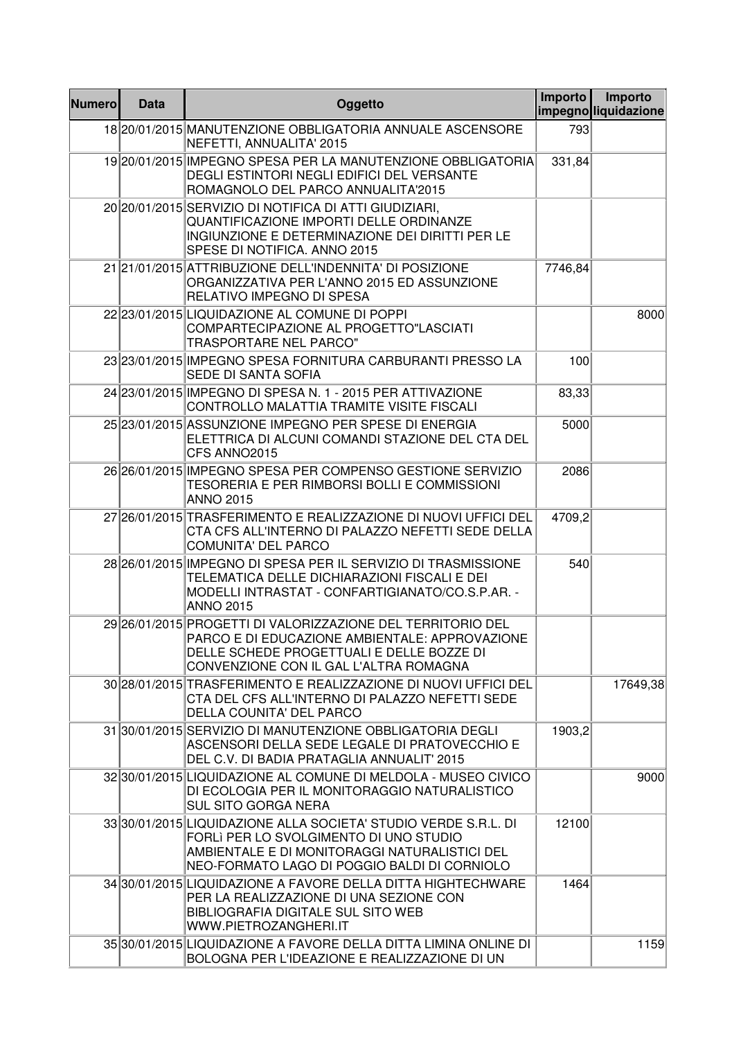| Numero | Data | Oggetto | Importo impegno | Importo liquidazione |
|---|---|---|---|---|
| 18 | 20/01/2015 | MANUTENZIONE OBBLIGATORIA ANNUALE ASCENSORE NEFETTI, ANNUALITA' 2015 | 793 | |
| 19 | 20/01/2015 | IMPEGNO SPESA PER LA MANUTENZIONE OBBLIGATORIA DEGLI ESTINTORI NEGLI EDIFICI DEL VERSANTE ROMAGNOLO DEL PARCO ANNUALITA'2015 | 331,84 | |
| 20 | 20/01/2015 | SERVIZIO DI NOTIFICA DI ATTI GIUDIZIARI, QUANTIFICAZIONE IMPORTI DELLE ORDINANZE INGIUNZIONE E DETERMINAZIONE DEI DIRITTI PER LE SPESE DI NOTIFICA. ANNO 2015 | | |
| 21 | 21/01/2015 | ATTRIBUZIONE DELL'INDENNITA' DI POSIZIONE ORGANIZZATIVA PER L'ANNO 2015 ED ASSUNZIONE RELATIVO IMPEGNO DI SPESA | 7746,84 | |
| 22 | 23/01/2015 | LIQUIDAZIONE AL COMUNE DI POPPI COMPARTECIPAZIONE AL PROGETTO"LASCIATI TRASPORTARE NEL PARCO" | | 8000 |
| 23 | 23/01/2015 | IMPEGNO SPESA FORNITURA CARBURANTI PRESSO LA SEDE DI SANTA SOFIA | 100 | |
| 24 | 23/01/2015 | IMPEGNO DI SPESA N. 1 - 2015 PER ATTIVAZIONE CONTROLLO MALATTIA TRAMITE VISITE FISCALI | 83,33 | |
| 25 | 23/01/2015 | ASSUNZIONE IMPEGNO PER SPESE DI ENERGIA ELETTRICA DI ALCUNI COMANDI STAZIONE DEL CTA DEL CFS ANNO2015 | 5000 | |
| 26 | 26/01/2015 | IMPEGNO SPESA PER COMPENSO GESTIONE SERVIZIO TESORERIA E PER RIMBORSI BOLLI E COMMISSIONI ANNO 2015 | 2086 | |
| 27 | 26/01/2015 | TRASFERIMENTO E REALIZZAZIONE DI NUOVI UFFICI DEL CTA CFS ALL'INTERNO DI PALAZZO NEFETTI SEDE DELLA COMUNITA' DEL PARCO | 4709,2 | |
| 28 | 26/01/2015 | IMPEGNO DI SPESA PER IL SERVIZIO DI TRASMISSIONE TELEMATICA DELLE DICHIARAZIONI FISCALI E DEI MODELLI INTRASTAT - CONFARTIGIANATO/CO.S.P.AR. - ANNO 2015 | 540 | |
| 29 | 26/01/2015 | PROGETTI DI VALORIZZAZIONE DEL TERRITORIO DEL PARCO E DI EDUCAZIONE AMBIENTALE: APPROVAZIONE DELLE SCHEDE PROGETTUALI E DELLE BOZZE DI CONVENZIONE CON IL GAL L'ALTRA ROMAGNA | | |
| 30 | 28/01/2015 | TRASFERIMENTO E REALIZZAZIONE DI NUOVI UFFICI DEL CTA DEL CFS ALL'INTERNO DI PALAZZO NEFETTI SEDE DELLA COUNITA' DEL PARCO | | 17649,38 |
| 31 | 30/01/2015 | SERVIZIO DI MANUTENZIONE OBBLIGATORIA DEGLI ASCENSORI DELLA SEDE LEGALE DI PRATOVECCHIO E DEL C.V. DI BADIA PRATAGLIA ANNUALIT' 2015 | 1903,2 | |
| 32 | 30/01/2015 | LIQUIDAZIONE AL COMUNE DI MELDOLA - MUSEO CIVICO DI ECOLOGIA PER IL MONITORAGGIO NATURALISTICO SUL SITO GORGA NERA | | 9000 |
| 33 | 30/01/2015 | LIQUIDAZIONE ALLA SOCIETA' STUDIO VERDE S.R.L. DI FORLì PER LO SVOLGIMENTO DI UNO STUDIO AMBIENTALE E DI MONITORAGGI NATURALISTICI DEL NEO-FORMATO LAGO DI POGGIO BALDI DI CORNIOLO | 12100 | |
| 34 | 30/01/2015 | LIQUIDAZIONE A FAVORE DELLA DITTA HIGHTECHWARE PER LA REALIZZAZIONE DI UNA SEZIONE CON BIBLIOGRAFIA DIGITALE SUL SITO WEB WWW.PIETROZANGHERI.IT | 1464 | |
| 35 | 30/01/2015 | LIQUIDAZIONE A FAVORE DELLA DITTA LIMINA ONLINE DI BOLOGNA PER L'IDEAZIONE E REALIZZAZIONE DI UN | | 1159 |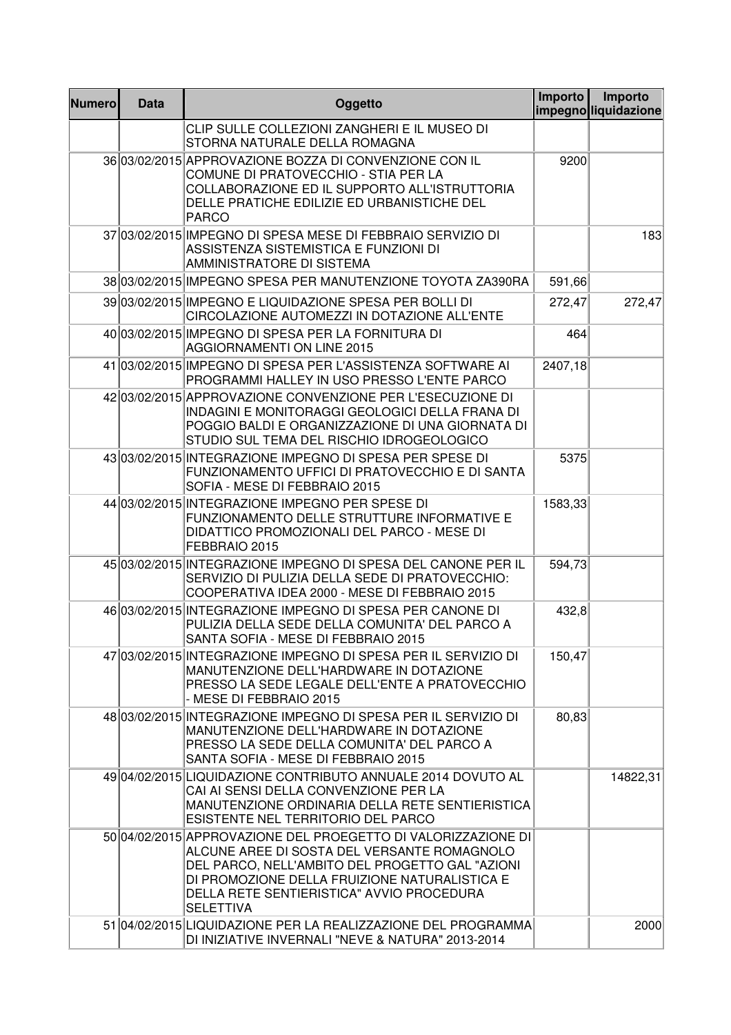| Numero | Data | Oggetto | Importo impegno | Importo liquidazione |
|---|---|---|---|---|
| | | CLIP SULLE COLLEZIONI ZANGHERI E IL MUSEO DI STORNA NATURALE DELLA ROMAGNA | | |
| 36 | 03/02/2015 | APPROVAZIONE BOZZA DI CONVENZIONE CON IL COMUNE DI PRATOVECCHIO - STIA PER LA COLLABORAZIONE ED IL SUPPORTO ALL'ISTRUTTORIA DELLE PRATICHE EDILIZIE ED URBANISTICHE DEL PARCO | 9200 | |
| 37 | 03/02/2015 | IMPEGNO DI SPESA MESE DI FEBBRAIO SERVIZIO DI ASSISTENZA SISTEMISTICA E FUNZIONI DI AMMINISTRATORE DI SISTEMA | | 183 |
| 38 | 03/02/2015 | IMPEGNO SPESA PER MANUTENZIONE TOYOTA ZA390RA | 591,66 | |
| 39 | 03/02/2015 | IMPEGNO E LIQUIDAZIONE SPESA PER BOLLI DI CIRCOLAZIONE AUTOMEZZI IN DOTAZIONE ALL'ENTE | 272,47 | 272,47 |
| 40 | 03/02/2015 | IMPEGNO DI SPESA PER LA FORNITURA DI AGGIORNAMENTI ON LINE 2015 | 464 | |
| 41 | 03/02/2015 | IMPEGNO DI SPESA PER L'ASSISTENZA SOFTWARE AI PROGRAMMI HALLEY IN USO PRESSO L'ENTE PARCO | 2407,18 | |
| 42 | 03/02/2015 | APPROVAZIONE CONVENZIONE PER L'ESECUZIONE DI INDAGINI E MONITORAGGI GEOLOGICI DELLA FRANA DI POGGIO BALDI E ORGANIZZAZIONE DI UNA GIORNATA DI STUDIO SUL TEMA DEL RISCHIO IDROGEOLOGICO | | |
| 43 | 03/02/2015 | INTEGRAZIONE IMPEGNO DI SPESA PER SPESE DI FUNZIONAMENTO UFFICI DI PRATOVECCHIO E DI SANTA SOFIA - MESE DI FEBBRAIO 2015 | 5375 | |
| 44 | 03/02/2015 | INTEGRAZIONE IMPEGNO PER SPESE DI FUNZIONAMENTO DELLE STRUTTURE INFORMATIVE E DIDATTICO PROMOZIONALI DEL PARCO - MESE DI FEBBRAIO 2015 | 1583,33 | |
| 45 | 03/02/2015 | INTEGRAZIONE IMPEGNO DI SPESA DEL CANONE PER IL SERVIZIO DI PULIZIA DELLA SEDE DI PRATOVECCHIO: COOPERATIVA IDEA 2000 - MESE DI FEBBRAIO 2015 | 594,73 | |
| 46 | 03/02/2015 | INTEGRAZIONE IMPEGNO DI SPESA PER CANONE DI PULIZIA DELLA SEDE DELLA COMUNITA' DEL PARCO A SANTA SOFIA - MESE DI FEBBRAIO 2015 | 432,8 | |
| 47 | 03/02/2015 | INTEGRAZIONE IMPEGNO DI SPESA PER IL SERVIZIO DI MANUTENZIONE DELL'HARDWARE IN DOTAZIONE PRESSO LA SEDE LEGALE DELL'ENTE A PRATOVECCHIO - MESE DI FEBBRAIO 2015 | 150,47 | |
| 48 | 03/02/2015 | INTEGRAZIONE IMPEGNO DI SPESA PER IL SERVIZIO DI MANUTENZIONE DELL'HARDWARE IN DOTAZIONE PRESSO LA SEDE DELLA COMUNITA' DEL PARCO A SANTA SOFIA - MESE DI FEBBRAIO 2015 | 80,83 | |
| 49 | 04/02/2015 | LIQUIDAZIONE CONTRIBUTO ANNUALE 2014 DOVUTO AL CAI AI SENSI DELLA CONVENZIONE PER LA MANUTENZIONE ORDINARIA DELLA RETE SENTIERISTICA ESISTENTE NEL TERRITORIO DEL PARCO | | 14822,31 |
| 50 | 04/02/2015 | APPROVAZIONE DEL PROEGETTO DI VALORIZZAZIONE DI ALCUNE AREE DI SOSTA DEL VERSANTE ROMAGNOLO DEL PARCO, NELL'AMBITO DEL PROGETTO GAL "AZIONI DI PROMOZIONE DELLA FRUIZIONE NATURALISTICA E DELLA RETE SENTIERISTICA" AVVIO PROCEDURA SELETTIVA | | |
| 51 | 04/02/2015 | LIQUIDAZIONE PER LA REALIZZAZIONE DEL PROGRAMMA DI INIZIATIVE INVERNALI "NEVE & NATURA" 2013-2014 | | 2000 |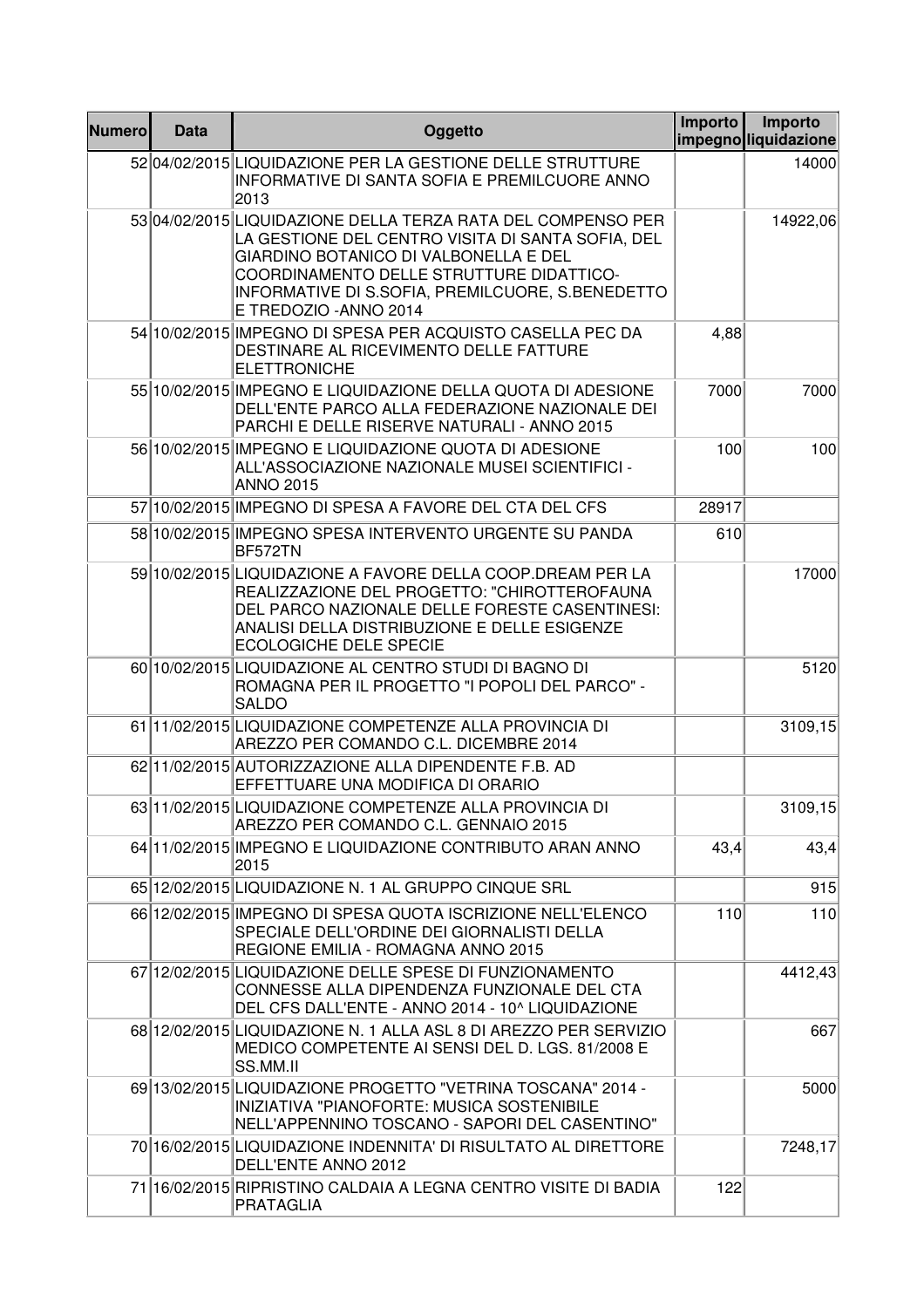| Numero | Data | Oggetto | Importo impegno | Importo liquidazione |
|---|---|---|---|---|
| 52 | 04/02/2015 | LIQUIDAZIONE PER LA GESTIONE DELLE STRUTTURE INFORMATIVE DI SANTA SOFIA E PREMILCUORE ANNO 2013 | | 14000 |
| 53 | 04/02/2015 | LIQUIDAZIONE DELLA TERZA RATA DEL COMPENSO PER LA GESTIONE DEL CENTRO VISITA DI SANTA SOFIA, DEL GIARDINO BOTANICO DI VALBONELLA E DEL COORDINAMENTO DELLE STRUTTURE DIDATTICO-INFORMATIVE DI S.SOFIA, PREMILCUORE, S.BENEDETTO E TREDOZIO -ANNO 2014 | | 14922,06 |
| 54 | 10/02/2015 | IMPEGNO DI SPESA PER ACQUISTO CASELLA PEC DA DESTINARE AL RICEVIMENTO DELLE FATTURE ELETTRONICHE | 4,88 | |
| 55 | 10/02/2015 | IMPEGNO E LIQUIDAZIONE DELLA QUOTA DI ADESIONE DELL'ENTE PARCO ALLA FEDERAZIONE NAZIONALE DEI PARCHI E DELLE RISERVE NATURALI - ANNO 2015 | 7000 | 7000 |
| 56 | 10/02/2015 | IMPEGNO E LIQUIDAZIONE QUOTA DI ADESIONE ALL'ASSOCIAZIONE NAZIONALE MUSEI SCIENTIFICI - ANNO 2015 | 100 | 100 |
| 57 | 10/02/2015 | IMPEGNO DI SPESA A FAVORE DEL CTA DEL CFS | 28917 | |
| 58 | 10/02/2015 | IMPEGNO SPESA INTERVENTO URGENTE SU PANDA BF572TN | 610 | |
| 59 | 10/02/2015 | LIQUIDAZIONE A FAVORE DELLA COOP.DREAM PER LA REALIZZAZIONE DEL PROGETTO: "CHIROTTEROFAUNA DEL PARCO NAZIONALE DELLE FORESTE CASENTINESI: ANALISI DELLA DISTRIBUZIONE E DELLE ESIGENZE ECOLOGICHE DELE SPECIE | | 17000 |
| 60 | 10/02/2015 | LIQUIDAZIONE AL CENTRO STUDI DI BAGNO DI ROMAGNA PER IL PROGETTO "I POPOLI DEL PARCO" - SALDO | | 5120 |
| 61 | 11/02/2015 | LIQUIDAZIONE COMPETENZE ALLA PROVINCIA DI AREZZO PER COMANDO C.L. DICEMBRE 2014 | | 3109,15 |
| 62 | 11/02/2015 | AUTORIZZAZIONE ALLA DIPENDENTE F.B. AD EFFETTUARE UNA MODIFICA DI ORARIO | | |
| 63 | 11/02/2015 | LIQUIDAZIONE COMPETENZE ALLA PROVINCIA DI AREZZO PER COMANDO C.L. GENNAIO 2015 | | 3109,15 |
| 64 | 11/02/2015 | IMPEGNO E LIQUIDAZIONE CONTRIBUTO ARAN ANNO 2015 | 43,4 | 43,4 |
| 65 | 12/02/2015 | LIQUIDAZIONE N. 1 AL GRUPPO CINQUE SRL | | 915 |
| 66 | 12/02/2015 | IMPEGNO DI SPESA QUOTA ISCRIZIONE NELL'ELENCO SPECIALE DELL'ORDINE DEI GIORNALISTI DELLA REGIONE EMILIA - ROMAGNA ANNO 2015 | 110 | 110 |
| 67 | 12/02/2015 | LIQUIDAZIONE DELLE SPESE DI FUNZIONAMENTO CONNESSE ALLA DIPENDENZA FUNZIONALE DEL CTA DEL CFS DALL'ENTE - ANNO 2014 - 10^ LIQUIDAZIONE | | 4412,43 |
| 68 | 12/02/2015 | LIQUIDAZIONE N. 1 ALLA ASL 8 DI AREZZO PER SERVIZIO MEDICO COMPETENTE AI SENSI DEL D. LGS. 81/2008 E SS.MM.II | | 667 |
| 69 | 13/02/2015 | LIQUIDAZIONE PROGETTO "VETRINA TOSCANA" 2014 - INIZIATIVA "PIANOFORTE: MUSICA SOSTENIBILE NELL'APPENNINO TOSCANO - SAPORI DEL CASENTINO" | | 5000 |
| 70 | 16/02/2015 | LIQUIDAZIONE INDENNITA' DI RISULTATO AL DIRETTORE DELL'ENTE ANNO 2012 | | 7248,17 |
| 71 | 16/02/2015 | RIPRISTINO CALDAIA A LEGNA CENTRO VISITE DI BADIA PRATAGLIA | 122 | |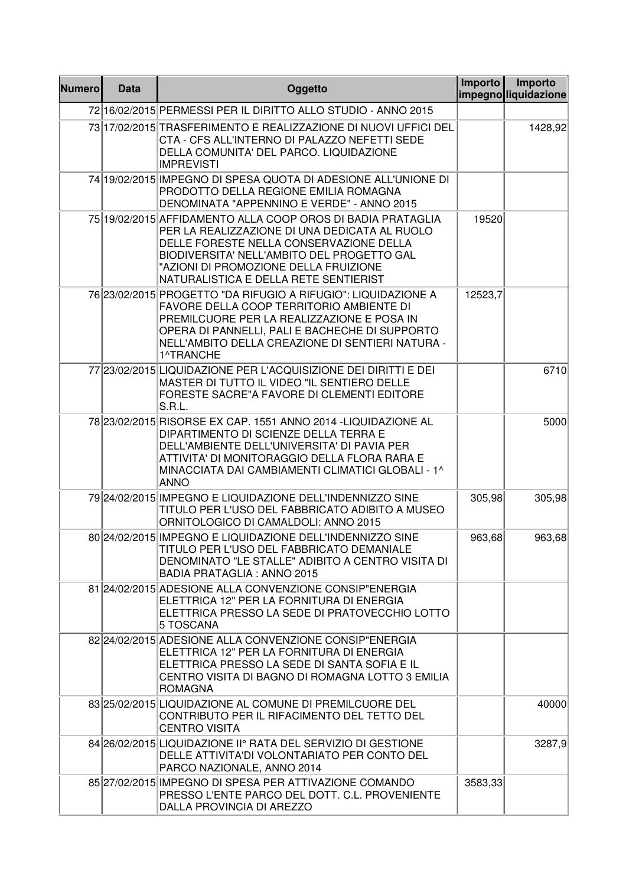| Numero | Data | Oggetto | Importo impegno | Importo liquidazione |
|---|---|---|---|---|
| 72 | 16/02/2015 | PERMESSI PER IL DIRITTO ALLO STUDIO - ANNO 2015 | | |
| 73 | 17/02/2015 | TRASFERIMENTO E REALIZZAZIONE DI NUOVI UFFICI DEL CTA - CFS ALL'INTERNO DI PALAZZO NEFETTI SEDE DELLA COMUNITA' DEL PARCO. LIQUIDAZIONE IMPREVISTI | | 1428,92 |
| 74 | 19/02/2015 | IMPEGNO DI SPESA QUOTA DI ADESIONE ALL'UNIONE DI PRODOTTO DELLA REGIONE EMILIA ROMAGNA DENOMINATA "APPENNINO E VERDE" - ANNO 2015 | | |
| 75 | 19/02/2015 | AFFIDAMENTO ALLA COOP OROS DI BADIA PRATAGLIA PER LA REALIZZAZIONE DI UNA DEDICATA AL RUOLO DELLE FORESTE NELLA CONSERVAZIONE DELLA BIODIVERSITA' NELL'AMBITO DEL PROGETTO GAL "AZIONI DI PROMOZIONE DELLA FRUIZIONE NATURALISTICA E DELLA RETE SENTIERIST | 19520 | |
| 76 | 23/02/2015 | PROGETTO "DA RIFUGIO A RIFUGIO": LIQUIDAZIONE A FAVORE DELLA COOP TERRITORIO AMBIENTE DI PREMILCUORE PER LA REALIZZAZIONE E POSA IN OPERA DI PANNELLI, PALI E BACHECHE DI SUPPORTO NELL'AMBITO DELLA CREAZIONE DI SENTIERI NATURA - 1^TRANCHE | 12523,7 | |
| 77 | 23/02/2015 | LIQUIDAZIONE PER L'ACQUISIZIONE DEI DIRITTI E DEI MASTER DI TUTTO IL VIDEO "IL SENTIERO DELLE FORESTE SACRE"A FAVORE DI CLEMENTI EDITORE S.R.L. | | 6710 |
| 78 | 23/02/2015 | RISORSE EX CAP. 1551 ANNO 2014 -LIQUIDAZIONE AL DIPARTIMENTO DI SCIENZE DELLA TERRA E DELL'AMBIENTE DELL'UNIVERSITA' DI PAVIA PER ATTIVITA' DI MONITORAGGIO DELLA FLORA RARA E MINACCIATA DAI CAMBIAMENTI CLIMATICI GLOBALI - 1^ ANNO | | 5000 |
| 79 | 24/02/2015 | IMPEGNO E LIQUIDAZIONE DELL'INDENNIZZO SINE TITULO PER L'USO DEL FABBRICATO ADIBITO A MUSEO ORNITOLOGICO DI CAMALDOLI: ANNO 2015 | 305,98 | 305,98 |
| 80 | 24/02/2015 | IMPEGNO E LIQUIDAZIONE DELL'INDENNIZZO SINE TITULO PER L'USO DEL FABBRICATO DEMANIALE DENOMINATO "LE STALLE" ADIBITO A CENTRO VISITA DI BADIA PRATAGLIA : ANNO 2015 | 963,68 | 963,68 |
| 81 | 24/02/2015 | ADESIONE ALLA CONVENZIONE CONSIP"ENERGIA ELETTRICA 12" PER LA FORNITURA DI ENERGIA ELETTRICA PRESSO LA SEDE DI PRATOVECCHIO LOTTO 5 TOSCANA | | |
| 82 | 24/02/2015 | ADESIONE ALLA CONVENZIONE CONSIP"ENERGIA ELETTRICA 12" PER LA FORNITURA DI ENERGIA ELETTRICA PRESSO LA SEDE DI SANTA SOFIA E IL CENTRO VISITA DI BAGNO DI ROMAGNA LOTTO 3 EMILIA ROMAGNA | | |
| 83 | 25/02/2015 | LIQUIDAZIONE AL COMUNE DI PREMILCUORE DEL CONTRIBUTO PER IL RIFACIMENTO DEL TETTO DEL CENTRO VISITA | | 40000 |
| 84 | 26/02/2015 | LIQUIDAZIONE II° RATA DEL SERVIZIO DI GESTIONE DELLE ATTIVITA'DI VOLONTARIATO PER CONTO DEL PARCO NAZIONALE, ANNO 2014 | | 3287,9 |
| 85 | 27/02/2015 | IMPEGNO DI SPESA PER ATTIVAZIONE COMANDO PRESSO L'ENTE PARCO DEL DOTT. C.L. PROVENIENTE DALLA PROVINCIA DI AREZZO | 3583,33 | |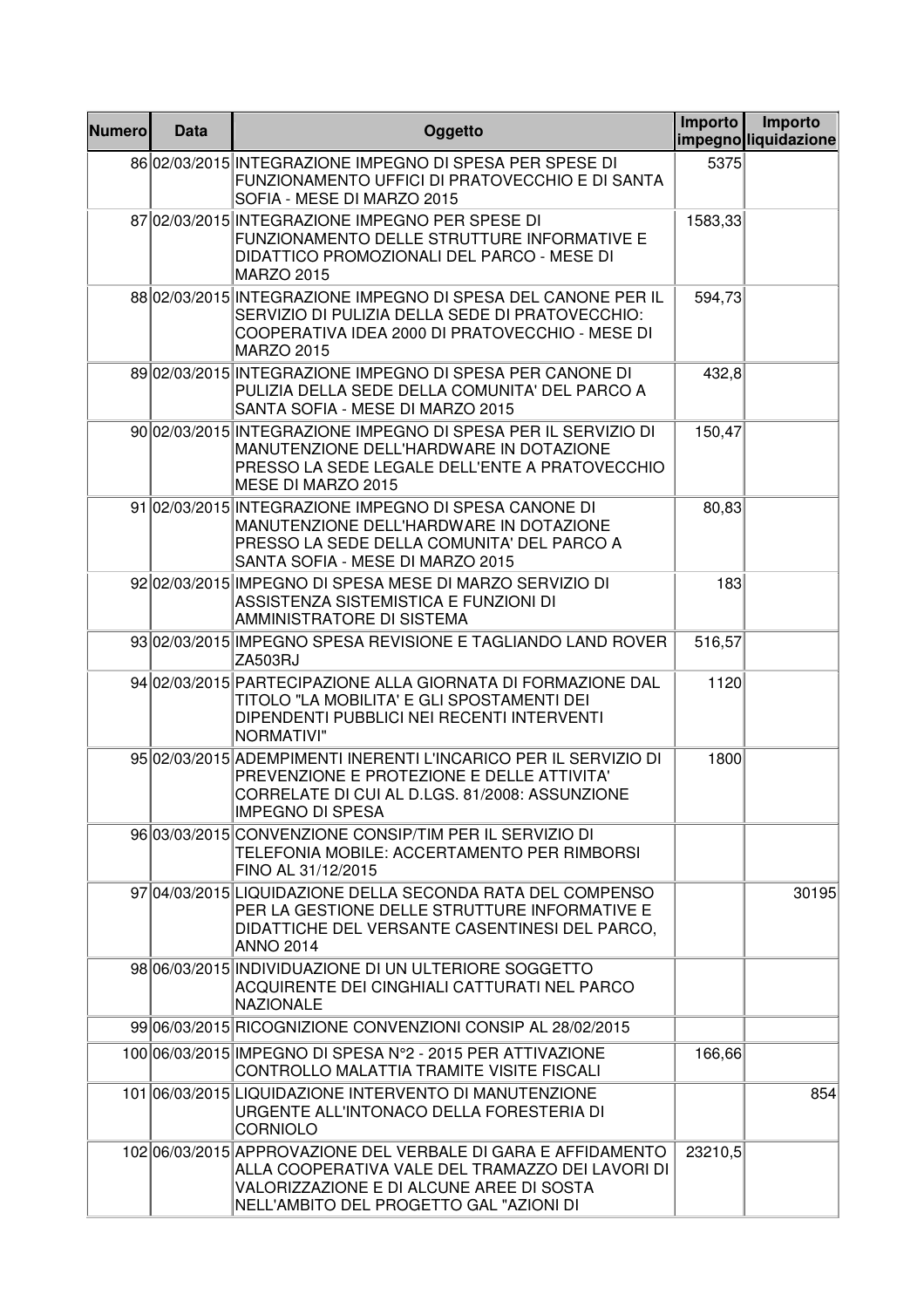| Numero | Data | Oggetto | Importo impegno | Importo liquidazione |
|---|---|---|---|---|
| 86 | 02/03/2015 | INTEGRAZIONE IMPEGNO DI SPESA PER SPESE DI FUNZIONAMENTO UFFICI DI PRATOVECCHIO E DI SANTA SOFIA - MESE DI MARZO 2015 | 5375 | |
| 87 | 02/03/2015 | INTEGRAZIONE IMPEGNO PER SPESE DI FUNZIONAMENTO DELLE STRUTTURE INFORMATIVE E DIDATTICO PROMOZIONALI DEL PARCO - MESE DI MARZO 2015 | 1583,33 | |
| 88 | 02/03/2015 | INTEGRAZIONE IMPEGNO DI SPESA DEL CANONE PER IL SERVIZIO DI PULIZIA DELLA SEDE DI PRATOVECCHIO: COOPERATIVA IDEA 2000 DI PRATOVECCHIO - MESE DI MARZO 2015 | 594,73 | |
| 89 | 02/03/2015 | INTEGRAZIONE IMPEGNO DI SPESA PER CANONE DI PULIZIA DELLA SEDE DELLA COMUNITA' DEL PARCO A SANTA SOFIA - MESE DI MARZO 2015 | 432,8 | |
| 90 | 02/03/2015 | INTEGRAZIONE IMPEGNO DI SPESA PER IL SERVIZIO DI MANUTENZIONE DELL'HARDWARE IN DOTAZIONE PRESSO LA SEDE LEGALE DELL'ENTE A PRATOVECCHIO MESE DI MARZO 2015 | 150,47 | |
| 91 | 02/03/2015 | INTEGRAZIONE IMPEGNO DI SPESA CANONE DI MANUTENZIONE DELL'HARDWARE IN DOTAZIONE PRESSO LA SEDE DELLA COMUNITA' DEL PARCO A SANTA SOFIA - MESE DI MARZO 2015 | 80,83 | |
| 92 | 02/03/2015 | IMPEGNO DI SPESA MESE DI MARZO SERVIZIO DI ASSISTENZA SISTEMISTICA E FUNZIONI DI AMMINISTRATORE DI SISTEMA | 183 | |
| 93 | 02/03/2015 | IMPEGNO SPESA REVISIONE E TAGLIANDO LAND ROVER ZA503RJ | 516,57 | |
| 94 | 02/03/2015 | PARTECIPAZIONE ALLA GIORNATA DI FORMAZIONE DAL TITOLO "LA MOBILITA' E GLI SPOSTAMENTI DEI DIPENDENTI PUBBLICI NEI RECENTI INTERVENTI NORMATIVI" | 1120 | |
| 95 | 02/03/2015 | ADEMPIMENTI INERENTI L'INCARICO PER IL SERVIZIO DI PREVENZIONE E PROTEZIONE E DELLE ATTIVITA' CORRELATE DI CUI AL D.LGS. 81/2008: ASSUNZIONE IMPEGNO DI SPESA | 1800 | |
| 96 | 03/03/2015 | CONVENZIONE CONSIP/TIM PER IL SERVIZIO DI TELEFONIA MOBILE: ACCERTAMENTO PER RIMBORSI FINO AL 31/12/2015 | | |
| 97 | 04/03/2015 | LIQUIDAZIONE DELLA SECONDA RATA DEL COMPENSO PER LA GESTIONE DELLE STRUTTURE INFORMATIVE E DIDATTICHE DEL VERSANTE CASENTINESI DEL PARCO, ANNO 2014 | | 30195 |
| 98 | 06/03/2015 | INDIVIDUAZIONE DI UN ULTERIORE SOGGETTO ACQUIRENTE DEI CINGHIALI CATTURATI NEL PARCO NAZIONALE | | |
| 99 | 06/03/2015 | RICOGNIZIONE CONVENZIONI CONSIP AL 28/02/2015 | | |
| 100 | 06/03/2015 | IMPEGNO DI SPESA N°2 - 2015 PER ATTIVAZIONE CONTROLLO MALATTIA TRAMITE VISITE FISCALI | 166,66 | |
| 101 | 06/03/2015 | LIQUIDAZIONE INTERVENTO DI MANUTENZIONE URGENTE ALL'INTONACO DELLA FORESTERIA DI CORNIOLO | | 854 |
| 102 | 06/03/2015 | APPROVAZIONE DEL VERBALE DI GARA E AFFIDAMENTO ALLA COOPERATIVA VALE DEL TRAMAZZO DEI LAVORI DI VALORIZZAZIONE E DI ALCUNE AREE DI SOSTA NELL'AMBITO DEL PROGETTO GAL "AZIONI DI | 23210,5 | |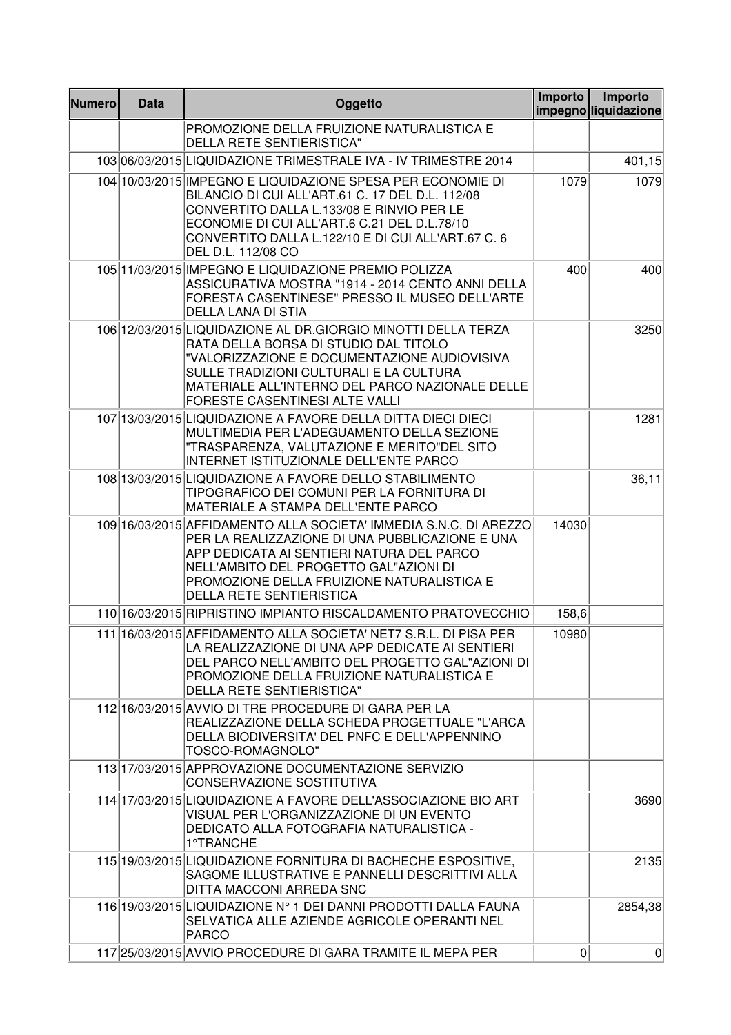| Numero | Data | Oggetto | Importo impegno | Importo liquidazione |
|---|---|---|---|---|
| | | PROMOZIONE DELLA FRUIZIONE NATURALISTICA E DELLA RETE SENTIERISTICA" | | |
| 103 | 06/03/2015 | LIQUIDAZIONE TRIMESTRALE IVA - IV TRIMESTRE 2014 | | 401,15 |
| 104 | 10/03/2015 | IMPEGNO E LIQUIDAZIONE SPESA PER ECONOMIE DI BILANCIO DI CUI ALL'ART.61 C. 17 DEL D.L. 112/08 CONVERTITO DALLA L.133/08 E RINVIO PER LE ECONOMIE DI CUI ALL'ART.6 C.21 DEL D.L.78/10 CONVERTITO DALLA L.122/10 E DI CUI ALL'ART.67 C. 6 DEL D.L. 112/08 CO | 1079 | 1079 |
| 105 | 11/03/2015 | IMPEGNO E LIQUIDAZIONE PREMIO POLIZZA ASSICURATIVA MOSTRA "1914 - 2014 CENTO ANNI DELLA FORESTA CASENTINESE" PRESSO IL MUSEO DELL'ARTE DELLA LANA DI STIA | 400 | 400 |
| 106 | 12/03/2015 | LIQUIDAZIONE AL DR.GIORGIO MINOTTI DELLA TERZA RATA DELLA BORSA DI STUDIO DAL TITOLO "VALORIZZAZIONE E DOCUMENTAZIONE AUDIOVISIVA SULLE TRADIZIONI CULTURALI E LA CULTURA MATERIALE ALL'INTERNO DEL PARCO NAZIONALE DELLE FORESTE CASENTINESI ALTE VALLI | | 3250 |
| 107 | 13/03/2015 | LIQUIDAZIONE A FAVORE DELLA DITTA DIECI DIECI MULTIMEDIA PER L'ADEGUAMENTO DELLA SEZIONE "TRASPARENZA, VALUTAZIONE E MERITO"DEL SITO INTERNET ISTITUZIONALE DELL'ENTE PARCO | | 1281 |
| 108 | 13/03/2015 | LIQUIDAZIONE A FAVORE DELLO STABILIMENTO TIPOGRAFICO DEI COMUNI PER LA FORNITURA DI MATERIALE A STAMPA DELL'ENTE PARCO | | 36,11 |
| 109 | 16/03/2015 | AFFIDAMENTO ALLA SOCIETA' IMMEDIA S.N.C. DI AREZZO PER LA REALIZZAZIONE DI UNA PUBBLICAZIONE E UNA APP DEDICATA AI SENTIERI NATURA DEL PARCO NELL'AMBITO DEL PROGETTO GAL"AZIONI DI PROMOZIONE DELLA FRUIZIONE NATURALISTICA E DELLA RETE SENTIERISTICA | 14030 | |
| 110 | 16/03/2015 | RIPRISTINO IMPIANTO RISCALDAMENTO PRATOVECCHIO | 158,6 | |
| 111 | 16/03/2015 | AFFIDAMENTO ALLA SOCIETA' NET7 S.R.L. DI PISA PER LA REALIZZAZIONE DI UNA APP DEDICATE AI SENTIERI DEL PARCO NELL'AMBITO DEL PROGETTO GAL"AZIONI DI PROMOZIONE DELLA FRUIZIONE NATURALISTICA E DELLA RETE SENTIERISTICA" | 10980 | |
| 112 | 16/03/2015 | AVVIO DI TRE PROCEDURE DI GARA PER LA REALIZZAZIONE DELLA SCHEDA PROGETTUALE "L'ARCA DELLA BIODIVERSITA' DEL PNFC E DELL'APPENNINO TOSCO-ROMAGNOLO" | | |
| 113 | 17/03/2015 | APPROVAZIONE DOCUMENTAZIONE SERVIZIO CONSERVAZIONE SOSTITUTIVA | | |
| 114 | 17/03/2015 | LIQUIDAZIONE A FAVORE DELL'ASSOCIAZIONE BIO ART VISUAL PER L'ORGANIZZAZIONE DI UN EVENTO DEDICATO ALLA FOTOGRAFIA NATURALISTICA - 1°TRANCHE | | 3690 |
| 115 | 19/03/2015 | LIQUIDAZIONE FORNITURA DI BACHECHE ESPOSITIVE, SAGOME ILLUSTRATIVE E PANNELLI DESCRITTIVI ALLA DITTA MACCONI ARREDA SNC | | 2135 |
| 116 | 19/03/2015 | LIQUIDAZIONE N° 1 DEI DANNI PRODOTTI DALLA FAUNA SELVATICA ALLE AZIENDE AGRICOLE OPERANTI NEL PARCO | | 2854,38 |
| 117 | 25/03/2015 | AVVIO PROCEDURE DI GARA TRAMITE IL MEPA PER | 0 | 0 |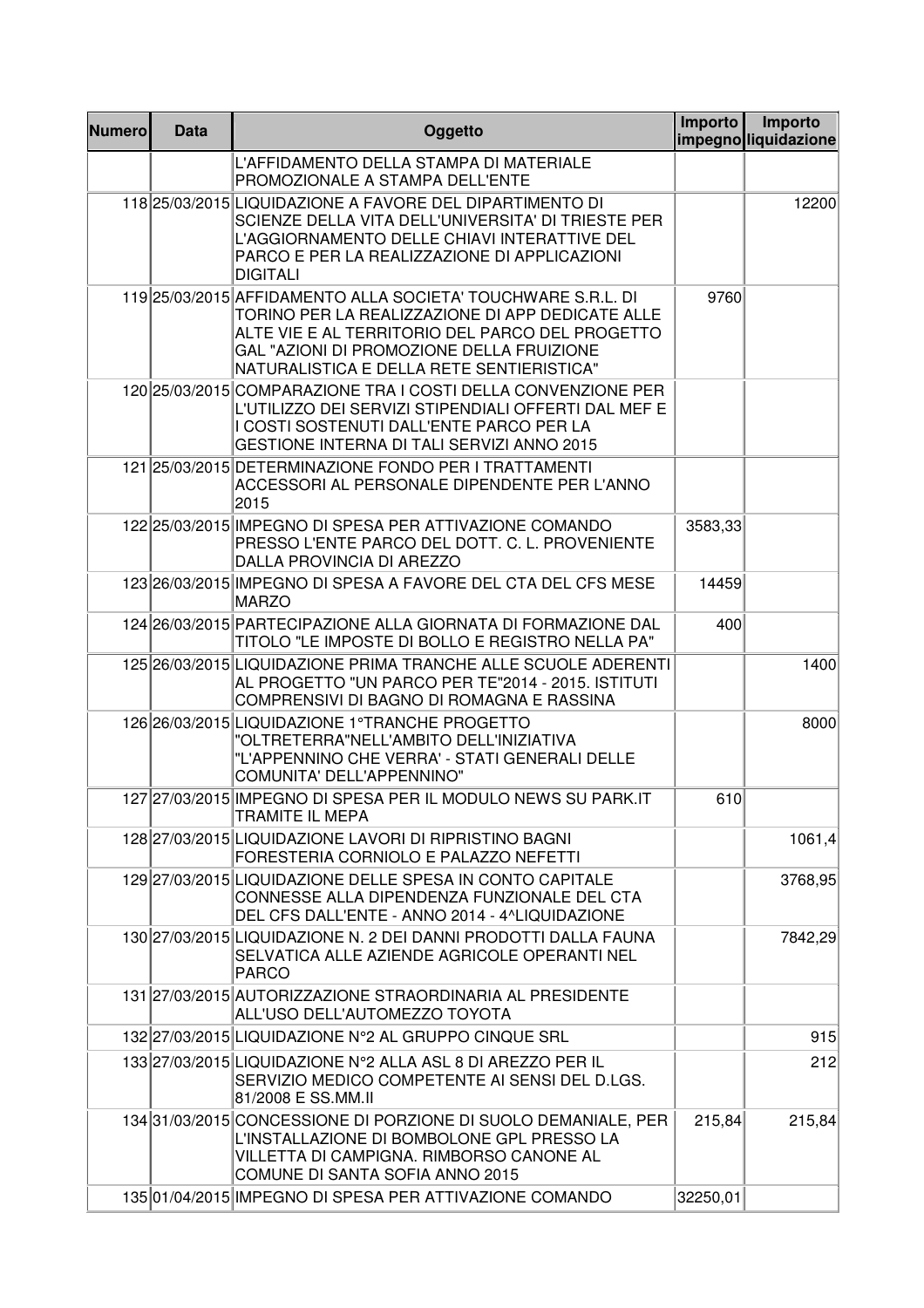| Numero | Data | Oggetto | Importo impegno | Importo liquidazione |
|---|---|---|---|---|
| | | L'AFFIDAMENTO DELLA STAMPA DI MATERIALE PROMOZIONALE A STAMPA DELL'ENTE | | |
| 118 | 25/03/2015 | LIQUIDAZIONE A FAVORE DEL DIPARTIMENTO DI SCIENZE DELLA VITA DELL'UNIVERSITA' DI TRIESTE PER L'AGGIORNAMENTO DELLE CHIAVI INTERATTIVE DEL PARCO E PER LA REALIZZAZIONE DI APPLICAZIONI DIGITALI | | 12200 |
| 119 | 25/03/2015 | AFFIDAMENTO ALLA SOCIETA' TOUCHWARE S.R.L. DI TORINO PER LA REALIZZAZIONE DI APP DEDICATE ALLE ALTE VIE E AL TERRITORIO DEL PARCO DEL PROGETTO GAL "AZIONI DI PROMOZIONE DELLA FRUIZIONE NATURALISTICA E DELLA RETE SENTIERISTICA" | 9760 | |
| 120 | 25/03/2015 | COMPARAZIONE TRA I COSTI DELLA CONVENZIONE PER L'UTILIZZO DEI SERVIZI STIPENDIALI OFFERTI DAL MEF E I COSTI SOSTENUTI DALL'ENTE PARCO PER LA GESTIONE INTERNA DI TALI SERVIZI ANNO 2015 | | |
| 121 | 25/03/2015 | DETERMINAZIONE FONDO PER I TRATTAMENTI ACCESSORI AL PERSONALE DIPENDENTE PER L'ANNO 2015 | | |
| 122 | 25/03/2015 | IMPEGNO DI SPESA PER ATTIVAZIONE COMANDO PRESSO L'ENTE PARCO DEL DOTT. C. L. PROVENIENTE DALLA PROVINCIA DI AREZZO | 3583,33 | |
| 123 | 26/03/2015 | IMPEGNO DI SPESA A FAVORE DEL CTA DEL CFS MESE MARZO | 14459 | |
| 124 | 26/03/2015 | PARTECIPAZIONE ALLA GIORNATA DI FORMAZIONE DAL TITOLO "LE IMPOSTE DI BOLLO E REGISTRO NELLA PA" | 400 | |
| 125 | 26/03/2015 | LIQUIDAZIONE PRIMA TRANCHE ALLE SCUOLE ADERENTI AL PROGETTO "UN PARCO PER TE"2014 - 2015. ISTITUTI COMPRENSIVI DI BAGNO DI ROMAGNA E RASSINA | | 1400 |
| 126 | 26/03/2015 | LIQUIDAZIONE 1°TRANCHE PROGETTO "OLTRETERRA"NELL'AMBITO DELL'INIZIATIVA "L'APPENNINO CHE VERRA' - STATI GENERALI DELLE COMUNITA' DELL'APPENNINO" | | 8000 |
| 127 | 27/03/2015 | IMPEGNO DI SPESA PER IL MODULO NEWS SU PARK.IT TRAMITE IL MEPA | 610 | |
| 128 | 27/03/2015 | LIQUIDAZIONE LAVORI DI RIPRISTINO BAGNI FORESTERIA CORNIOLO E PALAZZO NEFETTI | | 1061,4 |
| 129 | 27/03/2015 | LIQUIDAZIONE DELLE SPESA IN CONTO CAPITALE CONNESSE ALLA DIPENDENZA FUNZIONALE DEL CTA DEL CFS DALL'ENTE - ANNO 2014 - 4^LIQUIDAZIONE | | 3768,95 |
| 130 | 27/03/2015 | LIQUIDAZIONE N. 2 DEI DANNI PRODOTTI DALLA FAUNA SELVATICA ALLE AZIENDE AGRICOLE OPERANTI NEL PARCO | | 7842,29 |
| 131 | 27/03/2015 | AUTORIZZAZIONE STRAORDINARIA AL PRESIDENTE ALL'USO DELL'AUTOMEZZO TOYOTA | | |
| 132 | 27/03/2015 | LIQUIDAZIONE N°2 AL GRUPPO CINQUE SRL | | 915 |
| 133 | 27/03/2015 | LIQUIDAZIONE N°2 ALLA ASL 8 DI AREZZO PER IL SERVIZIO MEDICO COMPETENTE AI SENSI DEL D.LGS. 81/2008 E SS.MM.II | | 212 |
| 134 | 31/03/2015 | CONCESSIONE DI PORZIONE DI SUOLO DEMANIALE, PER L'INSTALLAZIONE DI BOMBOLONE GPL PRESSO LA VILLETTA DI CAMPIGNA. RIMBORSO CANONE AL COMUNE DI SANTA SOFIA ANNO 2015 | 215,84 | 215,84 |
| 135 | 01/04/2015 | IMPEGNO DI SPESA PER ATTIVAZIONE COMANDO | 32250,01 | |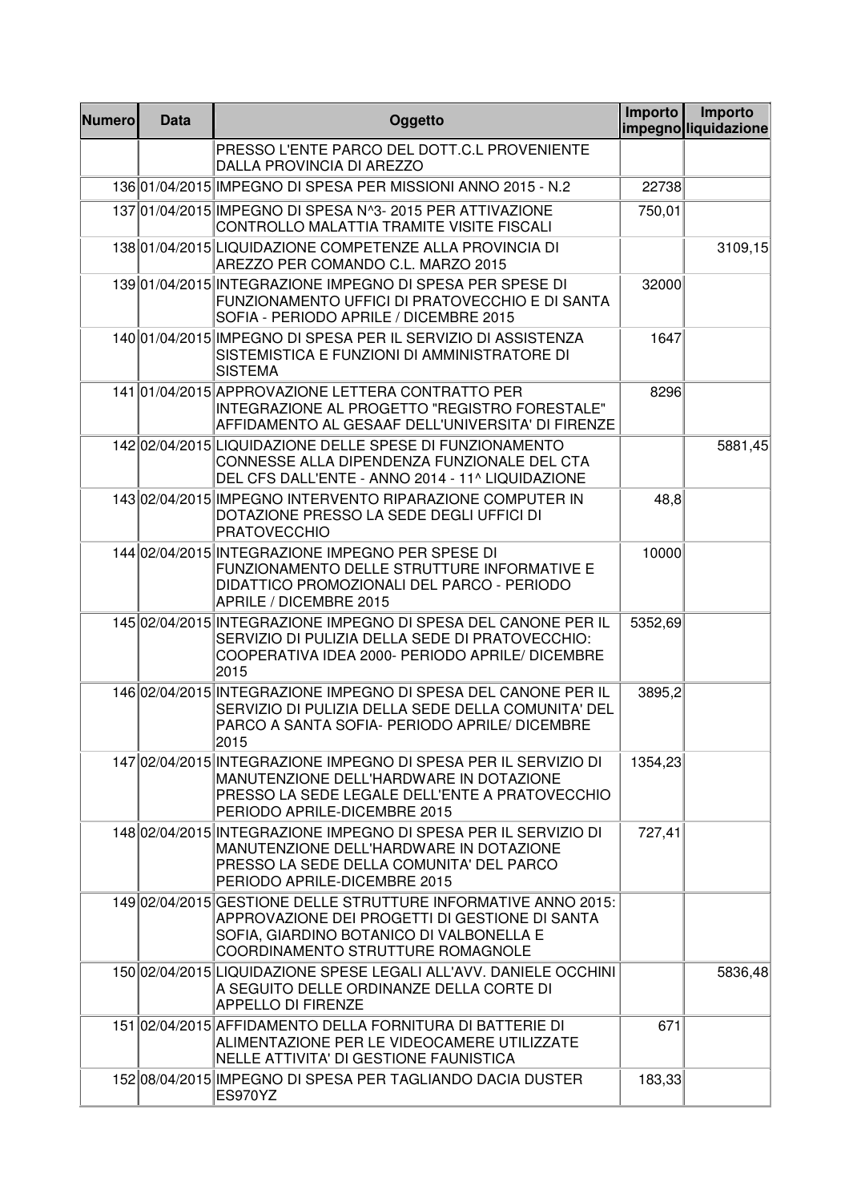| Numero | Data | Oggetto | Importo impegno | Importo liquidazione |
|---|---|---|---|---|
| | | PRESSO L'ENTE PARCO DEL DOTT.C.L PROVENIENTE DALLA PROVINCIA DI AREZZO | | |
| 136 | 01/04/2015 | IMPEGNO DI SPESA PER MISSIONI ANNO 2015 - N.2 | 22738 | |
| 137 | 01/04/2015 | IMPEGNO DI SPESA N^3- 2015 PER ATTIVAZIONE CONTROLLO MALATTIA TRAMITE VISITE FISCALI | 750,01 | |
| 138 | 01/04/2015 | LIQUIDAZIONE COMPETENZE ALLA PROVINCIA DI AREZZO PER COMANDO C.L. MARZO 2015 | | 3109,15 |
| 139 | 01/04/2015 | INTEGRAZIONE IMPEGNO DI SPESA PER SPESE DI FUNZIONAMENTO UFFICI DI PRATOVECCHIO E DI SANTA SOFIA - PERIODO APRILE / DICEMBRE 2015 | 32000 | |
| 140 | 01/04/2015 | IMPEGNO DI SPESA PER IL SERVIZIO DI ASSISTENZA SISTEMISTICA E FUNZIONI DI AMMINISTRATORE DI SISTEMA | 1647 | |
| 141 | 01/04/2015 | APPROVAZIONE LETTERA CONTRATTO PER INTEGRAZIONE AL PROGETTO "REGISTRO FORESTALE" AFFIDAMENTO AL GESAAF DELL'UNIVERSITA' DI FIRENZE | 8296 | |
| 142 | 02/04/2015 | LIQUIDAZIONE DELLE SPESE DI FUNZIONAMENTO CONNESSE ALLA DIPENDENZA FUNZIONALE DEL CTA DEL CFS DALL'ENTE - ANNO 2014 - 11^ LIQUIDAZIONE | | 5881,45 |
| 143 | 02/04/2015 | IMPEGNO INTERVENTO RIPARAZIONE COMPUTER IN DOTAZIONE PRESSO LA SEDE DEGLI UFFICI DI PRATOVECCHIO | 48,8 | |
| 144 | 02/04/2015 | INTEGRAZIONE IMPEGNO PER SPESE DI FUNZIONAMENTO DELLE STRUTTURE INFORMATIVE E DIDATTICO PROMOZIONALI DEL PARCO - PERIODO APRILE / DICEMBRE 2015 | 10000 | |
| 145 | 02/04/2015 | INTEGRAZIONE IMPEGNO DI SPESA DEL CANONE PER IL SERVIZIO DI PULIZIA DELLA SEDE DI PRATOVECCHIO: COOPERATIVA IDEA 2000- PERIODO APRILE/ DICEMBRE 2015 | 5352,69 | |
| 146 | 02/04/2015 | INTEGRAZIONE IMPEGNO DI SPESA DEL CANONE PER IL SERVIZIO DI PULIZIA DELLA SEDE DELLA COMUNITA' DEL PARCO A SANTA SOFIA- PERIODO APRILE/ DICEMBRE 2015 | 3895,2 | |
| 147 | 02/04/2015 | INTEGRAZIONE IMPEGNO DI SPESA PER IL SERVIZIO DI MANUTENZIONE DELL'HARDWARE IN DOTAZIONE PRESSO LA SEDE LEGALE DELL'ENTE A PRATOVECCHIO PERIODO APRILE-DICEMBRE 2015 | 1354,23 | |
| 148 | 02/04/2015 | INTEGRAZIONE IMPEGNO DI SPESA PER IL SERVIZIO DI MANUTENZIONE DELL'HARDWARE IN DOTAZIONE PRESSO LA SEDE DELLA COMUNITA' DEL PARCO PERIODO APRILE-DICEMBRE 2015 | 727,41 | |
| 149 | 02/04/2015 | GESTIONE DELLE STRUTTURE INFORMATIVE ANNO 2015: APPROVAZIONE DEI PROGETTI DI GESTIONE DI SANTA SOFIA, GIARDINO BOTANICO DI VALBONELLA E COORDINAMENTO STRUTTURE ROMAGNOLE | | |
| 150 | 02/04/2015 | LIQUIDAZIONE SPESE LEGALI ALL'AVV. DANIELE OCCHINI A SEGUITO DELLE ORDINANZE DELLA CORTE DI APPELLO DI FIRENZE | | 5836,48 |
| 151 | 02/04/2015 | AFFIDAMENTO DELLA FORNITURA DI BATTERIE DI ALIMENTAZIONE PER LE VIDEOCAMERE UTILIZZATE NELLE ATTIVITA' DI GESTIONE FAUNISTICA | 671 | |
| 152 | 08/04/2015 | IMPEGNO DI SPESA PER TAGLIANDO DACIA DUSTER ES970YZ | 183,33 | |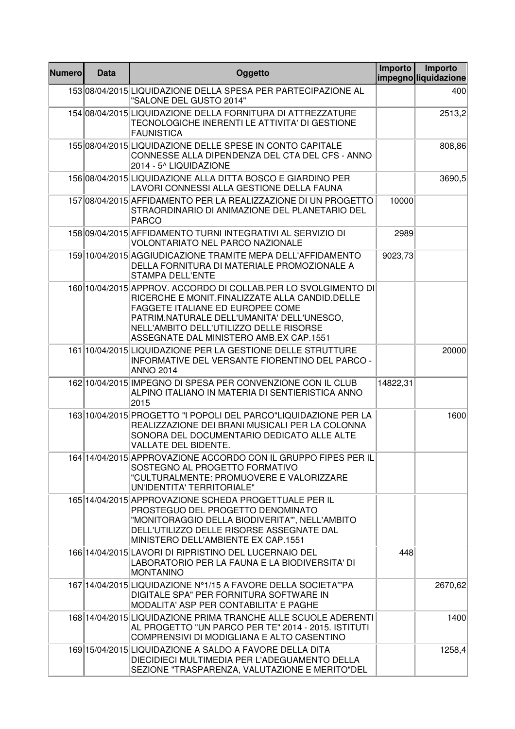| Numero | Data | Oggetto | Importo impegno | Importo liquidazione |
|---|---|---|---|---|
| 153 | 08/04/2015 | LIQUIDAZIONE DELLA SPESA PER PARTECIPAZIONE AL "SALONE DEL GUSTO 2014" | | 400 |
| 154 | 08/04/2015 | LIQUIDAZIONE DELLA FORNITURA DI ATTREZZATURE TECNOLOGICHE INERENTI LE ATTIVITA' DI GESTIONE FAUNISTICA | | 2513,2 |
| 155 | 08/04/2015 | LIQUIDAZIONE DELLE SPESE IN CONTO CAPITALE CONNESSE ALLA DIPENDENZA DEL CTA DEL CFS - ANNO 2014 - 5^ LIQUIDAZIONE | | 808,86 |
| 156 | 08/04/2015 | LIQUIDAZIONE ALLA DITTA BOSCO E GIARDINO PER LAVORI CONNESSI ALLA GESTIONE DELLA FAUNA | | 3690,5 |
| 157 | 08/04/2015 | AFFIDAMENTO PER LA REALIZZAZIONE DI UN PROGETTO STRAORDINARIO DI ANIMAZIONE DEL PLANETARIO DEL PARCO | 10000 | |
| 158 | 09/04/2015 | AFFIDAMENTO TURNI INTEGRATIVI AL SERVIZIO DI VOLONTARIATO NEL PARCO NAZIONALE | 2989 | |
| 159 | 10/04/2015 | AGGIUDICAZIONE TRAMITE MEPA DELL'AFFIDAMENTO DELLA FORNITURA DI MATERIALE PROMOZIONALE A STAMPA DELL'ENTE | 9023,73 | |
| 160 | 10/04/2015 | APPROV. ACCORDO DI COLLAB.PER LO SVOLGIMENTO DI RICERCHE E MONIT.FINALIZZATE ALLA CANDID.DELLE FAGGETE ITALIANE ED EUROPEE COME PATRIM.NATURALE DELL'UMANITA' DELL'UNESCO, NELL'AMBITO DELL'UTILIZZO DELLE RISORSE ASSEGNATE DAL MINISTERO AMB.EX CAP.1551 | | |
| 161 | 10/04/2015 | LIQUIDAZIONE PER LA GESTIONE DELLE STRUTTURE INFORMATIVE DEL VERSANTE FIORENTINO DEL PARCO - ANNO 2014 | | 20000 |
| 162 | 10/04/2015 | IMPEGNO DI SPESA PER CONVENZIONE CON IL CLUB ALPINO ITALIANO IN MATERIA DI SENTIERISTICA ANNO 2015 | 14822,31 | |
| 163 | 10/04/2015 | PROGETTO "I POPOLI DEL PARCO"LIQUIDAZIONE PER LA REALIZZAZIONE DEI BRANI MUSICALI PER LA COLONNA SONORA DEL DOCUMENTARIO DEDICATO ALLE ALTE VALLATE DEL BIDENTE. | | 1600 |
| 164 | 14/04/2015 | APPROVAZIONE ACCORDO CON IL GRUPPO FIPES PER IL SOSTEGNO AL PROGETTO FORMATIVO "CULTURALMENTE: PROMUOVERE E VALORIZZARE UN'IDENTITA' TERRITORIALE" | | |
| 165 | 14/04/2015 | APPROVAZIONE SCHEDA PROGETTUALE PER IL PROSTEGUO DEL PROGETTO DENOMINATO "MONITORAGGIO DELLA BIODIVERITA'", NELL'AMBITO DELL'UTILIZZO DELLE RISORSE ASSEGNATE DAL MINISTERO DELL'AMBIENTE EX CAP.1551 | | |
| 166 | 14/04/2015 | LAVORI DI RIPRISTINO DEL LUCERNAIO DEL LABORATORIO PER LA FAUNA E LA BIODIVERSITA' DI MONTANINO | 448 | |
| 167 | 14/04/2015 | LIQUIDAZIONE N°1/15 A FAVORE DELLA SOCIETA'"PA DIGITALE SPA" PER FORNITURA SOFTWARE IN MODALITA' ASP PER CONTABILITA' E PAGHE | | 2670,62 |
| 168 | 14/04/2015 | LIQUIDAZIONE PRIMA TRANCHE ALLE SCUOLE ADERENTI AL PROGETTO "UN PARCO PER TE" 2014 - 2015. ISTITUTI COMPRENSIVI DI MODIGLIANA E ALTO CASENTINO | | 1400 |
| 169 | 15/04/2015 | LIQUIDAZIONE A SALDO A FAVORE DELLA DITA DIECIDIECI MULTIMEDIA PER L'ADEGUAMENTO DELLA SEZIONE "TRASPARENZA, VALUTAZIONE E MERITO"DEL | | 1258,4 |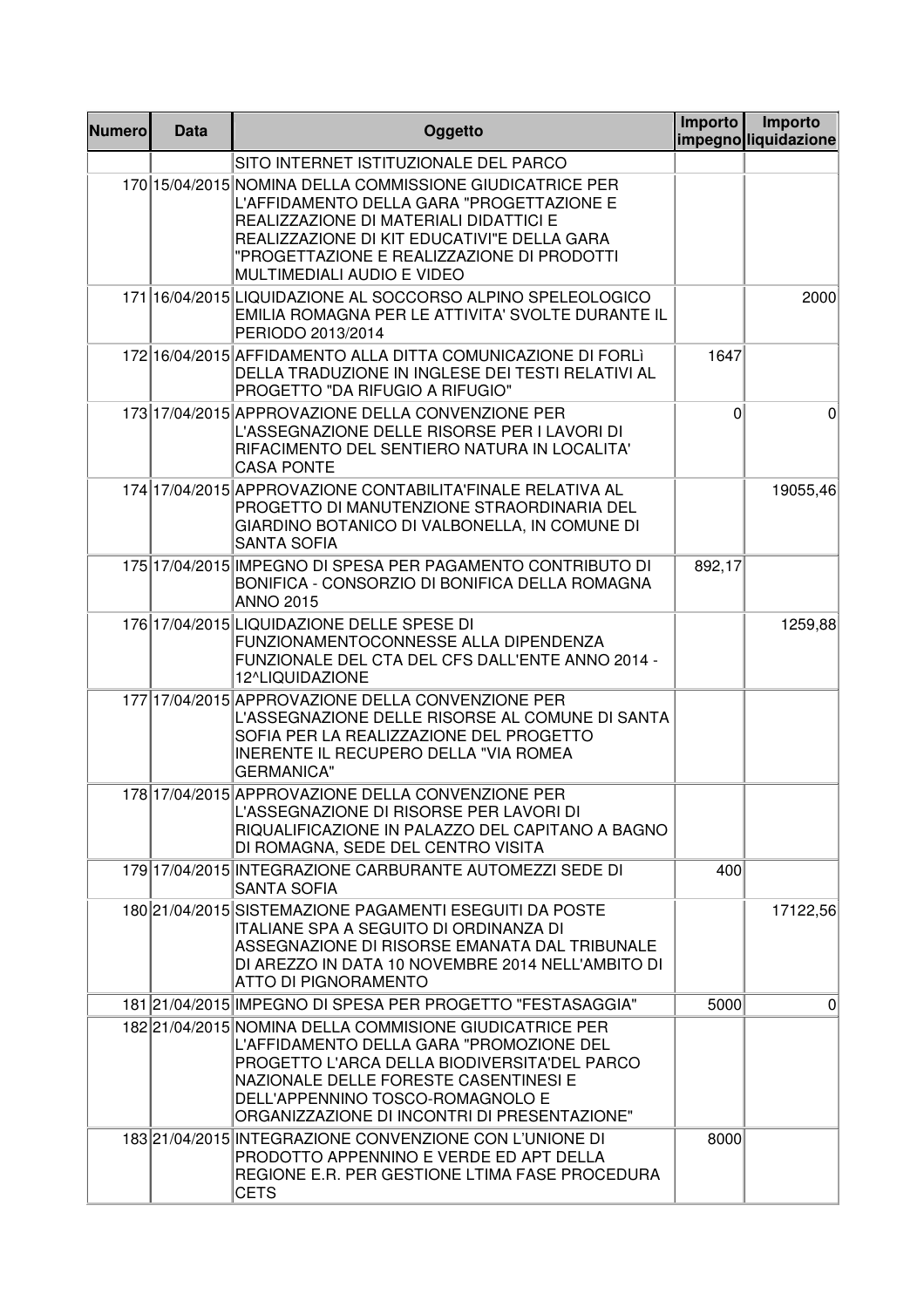| Numero | Data | Oggetto | Importo impegno | Importo liquidazione |
|---|---|---|---|---|
| | | SITO INTERNET ISTITUZIONALE DEL PARCO | | |
| 170 | 15/04/2015 | NOMINA DELLA COMMISSIONE GIUDICATRICE PER L'AFFIDAMENTO DELLA GARA "PROGETTAZIONE E REALIZZAZIONE DI MATERIALI DIDATTICI E REALIZZAZIONE DI KIT EDUCATIVI"E DELLA GARA "PROGETTAZIONE E REALIZZAZIONE DI PRODOTTI MULTIMEDIALI AUDIO E VIDEO | | |
| 171 | 16/04/2015 | LIQUIDAZIONE AL SOCCORSO ALPINO SPELEOLOGICO EMILIA ROMAGNA PER LE ATTIVITA' SVOLTE DURANTE IL PERIODO 2013/2014 | | 2000 |
| 172 | 16/04/2015 | AFFIDAMENTO ALLA DITTA COMUNICAZIONE DI FORLì DELLA TRADUZIONE IN INGLESE DEI TESTI RELATIVI AL PROGETTO "DA RIFUGIO A RIFUGIO" | 1647 | |
| 173 | 17/04/2015 | APPROVAZIONE DELLA CONVENZIONE PER L'ASSEGNAZIONE DELLE RISORSE PER I LAVORI DI RIFACIMENTO DEL SENTIERO NATURA IN LOCALITA' CASA PONTE | 0 | 0 |
| 174 | 17/04/2015 | APPROVAZIONE CONTABILITA'FINALE RELATIVA AL PROGETTO DI MANUTENZIONE STRAORDINARIA DEL GIARDINO BOTANICO DI VALBONELLA, IN COMUNE DI SANTA SOFIA | | 19055,46 |
| 175 | 17/04/2015 | IMPEGNO DI SPESA PER PAGAMENTO CONTRIBUTO DI BONIFICA - CONSORZIO DI BONIFICA DELLA ROMAGNA ANNO 2015 | 892,17 | |
| 176 | 17/04/2015 | LIQUIDAZIONE DELLE SPESE DI FUNZIONAMENTOCONNESSE ALLA DIPENDENZA FUNZIONALE DEL CTA DEL CFS DALL'ENTE ANNO 2014 - 12^LIQUIDAZIONE | | 1259,88 |
| 177 | 17/04/2015 | APPROVAZIONE DELLA CONVENZIONE PER L'ASSEGNAZIONE DELLE RISORSE AL COMUNE DI SANTA SOFIA PER LA REALIZZAZIONE DEL PROGETTO INERENTE IL RECUPERO DELLA "VIA ROMEA GERMANICA" | | |
| 178 | 17/04/2015 | APPROVAZIONE DELLA CONVENZIONE PER L'ASSEGNAZIONE DI RISORSE PER LAVORI DI RIQUALIFICAZIONE IN PALAZZO DEL CAPITANO A BAGNO DI ROMAGNA, SEDE DEL CENTRO VISITA | | |
| 179 | 17/04/2015 | INTEGRAZIONE CARBURANTE AUTOMEZZI SEDE DI SANTA SOFIA | 400 | |
| 180 | 21/04/2015 | SISTEMAZIONE PAGAMENTI ESEGUITI DA POSTE ITALIANE SPA A SEGUITO DI ORDINANZA DI ASSEGNAZIONE DI RISORSE EMANATA DAL TRIBUNALE DI AREZZO IN DATA 10 NOVEMBRE 2014 NELL'AMBITO DI ATTO DI PIGNORAMENTO | | 17122,56 |
| 181 | 21/04/2015 | IMPEGNO DI SPESA PER PROGETTO "FESTASAGGIA" | 5000 | 0 |
| 182 | 21/04/2015 | NOMINA DELLA COMMISIONE GIUDICATRICE PER L'AFFIDAMENTO DELLA GARA "PROMOZIONE DEL PROGETTO L'ARCA DELLA BIODIVERSITA'DEL PARCO NAZIONALE DELLE FORESTE CASENTINESI E DELL'APPENNINO TOSCO-ROMAGNOLO E ORGANIZZAZIONE DI INCONTRI DI PRESENTAZIONE" | | |
| 183 | 21/04/2015 | INTEGRAZIONE CONVENZIONE CON L'UNIONE DI PRODOTTO APPENNINO E VERDE ED APT DELLA REGIONE E.R. PER GESTIONE LTIMA FASE PROCEDURA CETS | 8000 | |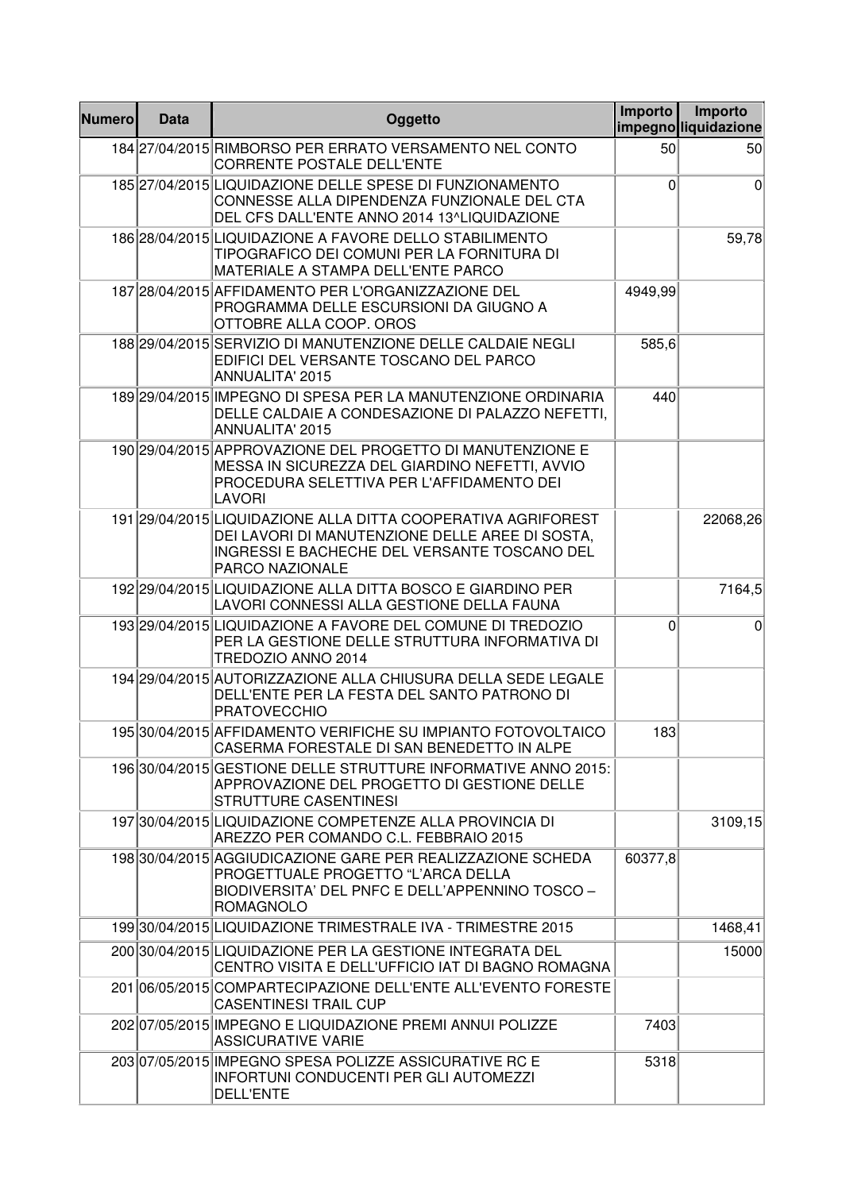| Numero | Data | Oggetto | Importo impegno | Importo liquidazione |
| --- | --- | --- | --- | --- |
| 184 | 27/04/2015 | RIMBORSO PER ERRATO VERSAMENTO NEL CONTO CORRENTE POSTALE DELL'ENTE | 50 | 50 |
| 185 | 27/04/2015 | LIQUIDAZIONE DELLE SPESE DI FUNZIONAMENTO CONNESSE ALLA DIPENDENZA FUNZIONALE DEL CTA DEL CFS DALL'ENTE ANNO 2014 13^LIQUIDAZIONE | 0 | 0 |
| 186 | 28/04/2015 | LIQUIDAZIONE A FAVORE DELLO STABILIMENTO TIPOGRAFICO DEI COMUNI PER LA FORNITURA DI MATERIALE A STAMPA DELL'ENTE PARCO | | 59,78 |
| 187 | 28/04/2015 | AFFIDAMENTO PER L'ORGANIZZAZIONE DEL PROGRAMMA DELLE ESCURSIONI DA GIUGNO A OTTOBRE ALLA COOP. OROS | 4949,99 | |
| 188 | 29/04/2015 | SERVIZIO DI MANUTENZIONE DELLE CALDAIE NEGLI EDIFICI DEL VERSANTE TOSCANO DEL PARCO ANNUALITA' 2015 | 585,6 | |
| 189 | 29/04/2015 | IMPEGNO DI SPESA PER LA MANUTENZIONE ORDINARIA DELLE CALDAIE A CONDESAZIONE DI PALAZZO NEFETTI, ANNUALITA' 2015 | 440 | |
| 190 | 29/04/2015 | APPROVAZIONE DEL PROGETTO DI MANUTENZIONE E MESSA IN SICUREZZA DEL GIARDINO NEFETTI, AVVIO PROCEDURA SELETTIVA PER L'AFFIDAMENTO DEI LAVORI | | |
| 191 | 29/04/2015 | LIQUIDAZIONE ALLA DITTA COOPERATIVA AGRIFOREST DEI LAVORI DI MANUTENZIONE DELLE AREE DI SOSTA, INGRESSI E BACHECHE DEL VERSANTE TOSCANO DEL PARCO NAZIONALE | | 22068,26 |
| 192 | 29/04/2015 | LIQUIDAZIONE ALLA DITTA BOSCO E GIARDINO PER LAVORI CONNESSI ALLA GESTIONE DELLA FAUNA | | 7164,5 |
| 193 | 29/04/2015 | LIQUIDAZIONE A FAVORE DEL COMUNE DI TREDOZIO PER LA GESTIONE DELLE STRUTTURA INFORMATIVA DI TREDOZIO ANNO 2014 | 0 | 0 |
| 194 | 29/04/2015 | AUTORIZZAZIONE ALLA CHIUSURA DELLA SEDE LEGALE DELL'ENTE PER LA FESTA DEL SANTO PATRONO DI PRATOVECCHIO | | |
| 195 | 30/04/2015 | AFFIDAMENTO VERIFICHE SU IMPIANTO FOTOVOLTAICO CASERMA FORESTALE DI SAN BENEDETTO IN ALPE | 183 | |
| 196 | 30/04/2015 | GESTIONE DELLE STRUTTURE INFORMATIVE ANNO 2015: APPROVAZIONE DEL PROGETTO DI GESTIONE DELLE STRUTTURE CASENTINESI | | |
| 197 | 30/04/2015 | LIQUIDAZIONE COMPETENZE ALLA PROVINCIA DI AREZZO PER COMANDO C.L. FEBBRAIO 2015 | | 3109,15 |
| 198 | 30/04/2015 | AGGIUDICAZIONE GARE PER REALIZZAZIONE SCHEDA PROGETTUALE PROGETTO "L'ARCA DELLA BIODIVERSITA' DEL PNFC E DELL'APPENNINO TOSCO – ROMAGNOLO | 60377,8 | |
| 199 | 30/04/2015 | LIQUIDAZIONE TRIMESTRALE IVA - TRIMESTRE 2015 | | 1468,41 |
| 200 | 30/04/2015 | LIQUIDAZIONE PER LA GESTIONE INTEGRATA DEL CENTRO VISITA E DELL'UFFICIO IAT DI BAGNO ROMAGNA | | 15000 |
| 201 | 06/05/2015 | COMPARTECIPAZIONE DELL'ENTE ALL'EVENTO FORESTE CASENTINESI TRAIL CUP | | |
| 202 | 07/05/2015 | IMPEGNO E LIQUIDAZIONE PREMI ANNUI POLIZZE ASSICURATIVE VARIE | 7403 | |
| 203 | 07/05/2015 | IMPEGNO SPESA POLIZZE ASSICURATIVE RC E INFORTUNI CONDUCENTI PER GLI AUTOMEZZI DELL'ENTE | 5318 | |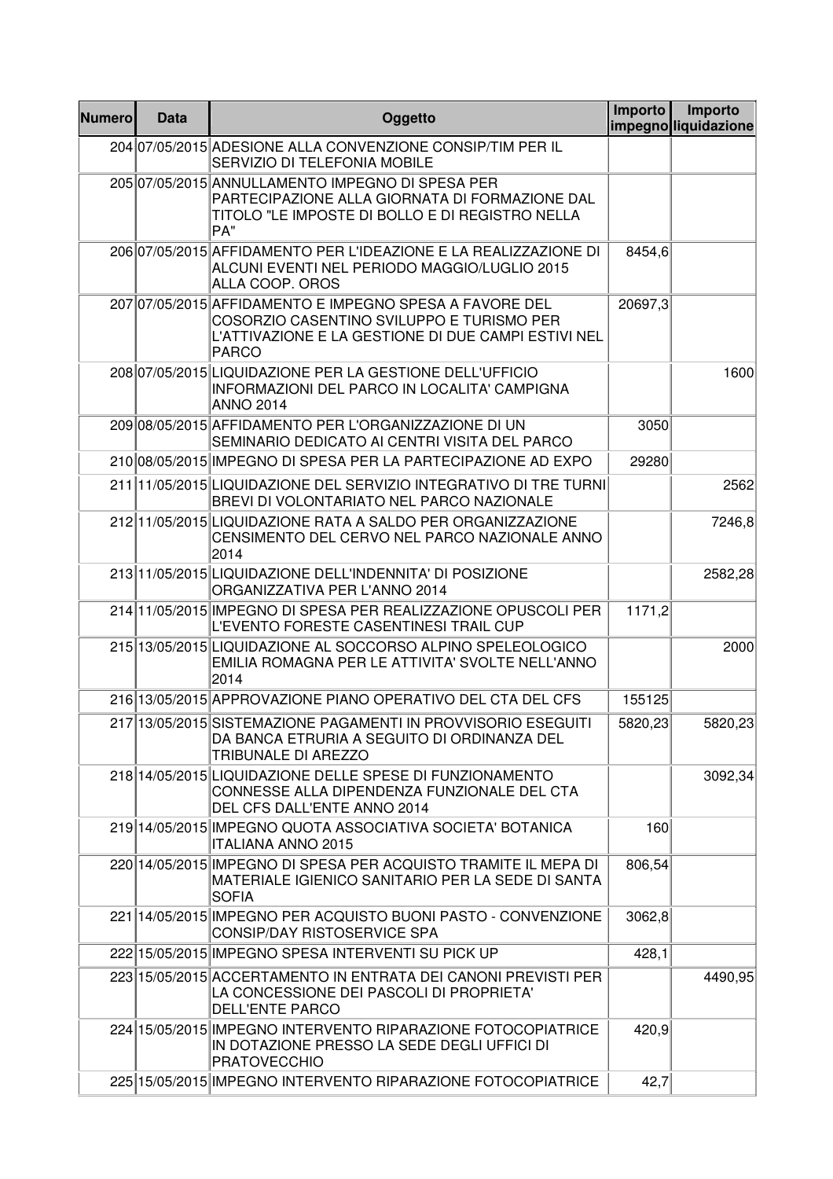| Numero | Data | Oggetto | Importo impegno | Importo liquidazione |
| --- | --- | --- | --- | --- |
| 204 | 07/05/2015 | ADESIONE ALLA CONVENZIONE CONSIP/TIM PER IL SERVIZIO DI TELEFONIA MOBILE | | |
| 205 | 07/05/2015 | ANNULLAMENTO IMPEGNO DI SPESA PER PARTECIPAZIONE ALLA GIORNATA DI FORMAZIONE DAL TITOLO "LE IMPOSTE DI BOLLO E DI REGISTRO NELLA PA" | | |
| 206 | 07/05/2015 | AFFIDAMENTO PER L'IDEAZIONE E LA REALIZZAZIONE DI ALCUNI EVENTI NEL PERIODO MAGGIO/LUGLIO 2015 ALLA COOP. OROS | 8454,6 | |
| 207 | 07/05/2015 | AFFIDAMENTO E IMPEGNO SPESA A FAVORE DEL COSORZIO CASENTINO SVILUPPO E TURISMO PER L'ATTIVAZIONE E LA GESTIONE DI DUE CAMPI ESTIVI NEL PARCO | 20697,3 | |
| 208 | 07/05/2015 | LIQUIDAZIONE PER LA GESTIONE DELL'UFFICIO INFORMAZIONI DEL PARCO IN LOCALITA' CAMPIGNA ANNO 2014 | | 1600 |
| 209 | 08/05/2015 | AFFIDAMENTO PER L'ORGANIZZAZIONE DI UN SEMINARIO DEDICATO AI CENTRI VISITA DEL PARCO | 3050 | |
| 210 | 08/05/2015 | IMPEGNO DI SPESA PER LA PARTECIPAZIONE AD EXPO | 29280 | |
| 211 | 11/05/2015 | LIQUIDAZIONE DEL SERVIZIO INTEGRATIVO DI TRE TURNI BREVI DI VOLONTARIATO NEL PARCO NAZIONALE | | 2562 |
| 212 | 11/05/2015 | LIQUIDAZIONE RATA A SALDO PER ORGANIZZAZIONE CENSIMENTO DEL CERVO NEL PARCO NAZIONALE ANNO 2014 | | 7246,8 |
| 213 | 11/05/2015 | LIQUIDAZIONE DELL'INDENNITA' DI POSIZIONE ORGANIZZATIVA PER L'ANNO 2014 | | 2582,28 |
| 214 | 11/05/2015 | IMPEGNO DI SPESA PER REALIZZAZIONE OPUSCOLI PER L'EVENTO FORESTE CASENTINESI TRAIL CUP | 1171,2 | |
| 215 | 13/05/2015 | LIQUIDAZIONE AL SOCCORSO ALPINO SPELEOLOGICO EMILIA ROMAGNA PER LE ATTIVITA' SVOLTE NELL'ANNO 2014 | | 2000 |
| 216 | 13/05/2015 | APPROVAZIONE PIANO OPERATIVO DEL CTA DEL CFS | 155125 | |
| 217 | 13/05/2015 | SISTEMAZIONE PAGAMENTI IN PROVVISORIO ESEGUITI DA BANCA ETRURIA A SEGUITO DI ORDINANZA DEL TRIBUNALE DI AREZZO | 5820,23 | 5820,23 |
| 218 | 14/05/2015 | LIQUIDAZIONE DELLE SPESE DI FUNZIONAMENTO CONNESSE ALLA DIPENDENZA FUNZIONALE DEL CTA DEL CFS DALL'ENTE ANNO 2014 | | 3092,34 |
| 219 | 14/05/2015 | IMPEGNO QUOTA ASSOCIATIVA SOCIETA' BOTANICA ITALIANA ANNO 2015 | 160 | |
| 220 | 14/05/2015 | IMPEGNO DI SPESA PER ACQUISTO TRAMITE IL MEPA DI MATERIALE IGIENICO SANITARIO PER LA SEDE DI SANTA SOFIA | 806,54 | |
| 221 | 14/05/2015 | IMPEGNO PER ACQUISTO BUONI PASTO - CONVENZIONE CONSIP/DAY RISTOSERVICE SPA | 3062,8 | |
| 222 | 15/05/2015 | IMPEGNO SPESA INTERVENTI SU PICK UP | 428,1 | |
| 223 | 15/05/2015 | ACCERTAMENTO IN ENTRATA DEI CANONI PREVISTI PER LA CONCESSIONE DEI PASCOLI DI PROPRIETA' DELL'ENTE PARCO | | 4490,95 |
| 224 | 15/05/2015 | IMPEGNO INTERVENTO RIPARAZIONE FOTOCOPIATRICE IN DOTAZIONE PRESSO LA SEDE DEGLI UFFICI DI PRATOVECCHIO | 420,9 | |
| 225 | 15/05/2015 | IMPEGNO INTERVENTO RIPARAZIONE FOTOCOPIATRICE | 42,7 | |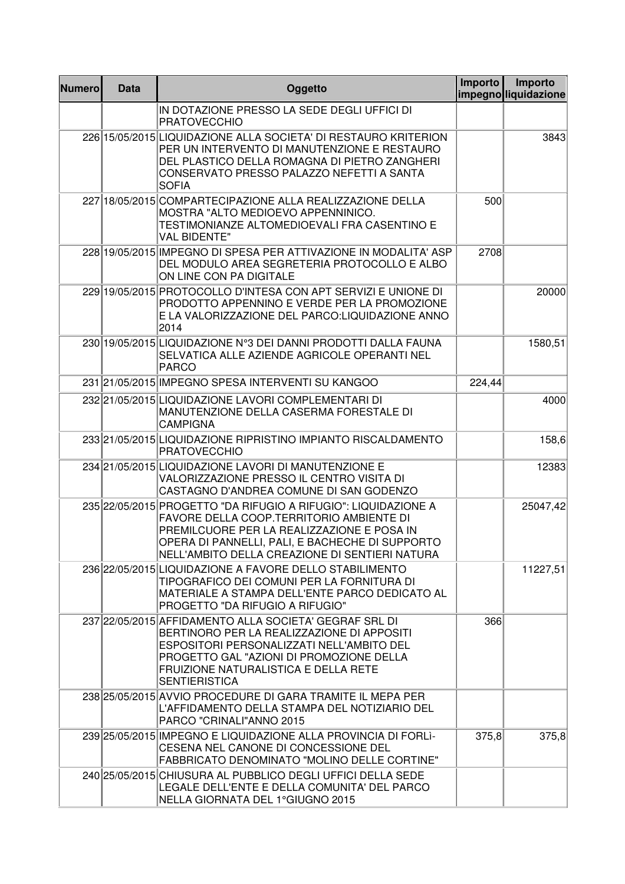| Numero | Data | Oggetto | Importo impegno | Importo liquidazione |
|---|---|---|---|---|
| | | IN DOTAZIONE PRESSO LA SEDE DEGLI UFFICI DI PRATOVECCHIO | | |
| 226 | 15/05/2015 | LIQUIDAZIONE ALLA SOCIETA' DI RESTAURO KRITERION PER UN INTERVENTO DI MANUTENZIONE E RESTAURO DEL PLASTICO DELLA ROMAGNA DI PIETRO ZANGHERI CONSERVATO PRESSO PALAZZO NEFETTI A SANTA SOFIA | | 3843 |
| 227 | 18/05/2015 | COMPARTECIPAZIONE ALLA REALIZZAZIONE DELLA MOSTRA "ALTO MEDIOEVO APPENNINICO. TESTIMONIANZE ALTOMEDIOEVALI FRA CASENTINO E VAL BIDENTE" | 500 | |
| 228 | 19/05/2015 | IMPEGNO DI SPESA PER ATTIVAZIONE IN MODALITA' ASP DEL MODULO AREA SEGRETERIA PROTOCOLLO E ALBO ON LINE CON PA DIGITALE | 2708 | |
| 229 | 19/05/2015 | PROTOCOLLO D'INTESA CON APT SERVIZI E UNIONE DI PRODOTTO APPENNINO E VERDE PER LA PROMOZIONE E LA VALORIZZAZIONE DEL PARCO:LIQUIDAZIONE ANNO 2014 | | 20000 |
| 230 | 19/05/2015 | LIQUIDAZIONE N°3 DEI DANNI PRODOTTI DALLA FAUNA SELVATICA ALLE AZIENDE AGRICOLE OPERANTI NEL PARCO | | 1580,51 |
| 231 | 21/05/2015 | IMPEGNO SPESA INTERVENTI SU KANGOO | 224,44 | |
| 232 | 21/05/2015 | LIQUIDAZIONE LAVORI COMPLEMENTARI DI MANUTENZIONE DELLA CASERMA FORESTALE DI CAMPIGNA | | 4000 |
| 233 | 21/05/2015 | LIQUIDAZIONE RIPRISTINO IMPIANTO RISCALDAMENTO PRATOVECCHIO | | 158,6 |
| 234 | 21/05/2015 | LIQUIDAZIONE LAVORI DI MANUTENZIONE E VALORIZZAZIONE PRESSO IL CENTRO VISITA DI CASTAGNO D'ANDREA COMUNE DI SAN GODENZO | | 12383 |
| 235 | 22/05/2015 | PROGETTO "DA RIFUGIO A RIFUGIO": LIQUIDAZIONE A FAVORE DELLA COOP.TERRITORIO AMBIENTE DI PREMILCUORE PER LA REALIZZAZIONE E POSA IN OPERA DI PANNELLI, PALI, E BACHECHE DI SUPPORTO NELL'AMBITO DELLA CREAZIONE DI SENTIERI NATURA | | 25047,42 |
| 236 | 22/05/2015 | LIQUIDAZIONE A FAVORE DELLO STABILIMENTO TIPOGRAFICO DEI COMUNI PER LA FORNITURA DI MATERIALE A STAMPA DELL'ENTE PARCO DEDICATO AL PROGETTO "DA RIFUGIO A RIFUGIO" | | 11227,51 |
| 237 | 22/05/2015 | AFFIDAMENTO ALLA SOCIETA' GEGRAF SRL DI BERTINORO PER LA REALIZZAZIONE DI APPOSITI ESPOSITORI PERSONALIZZATI NELL'AMBITO DEL PROGETTO GAL "AZIONI DI PROMOZIONE DELLA FRUIZIONE NATURALISTICA E DELLA RETE SENTIERISTICA | 366 | |
| 238 | 25/05/2015 | AVVIO PROCEDURE DI GARA TRAMITE IL MEPA PER L'AFFIDAMENTO DELLA STAMPA DEL NOTIZIARIO DEL PARCO "CRINALI"ANNO 2015 | | |
| 239 | 25/05/2015 | IMPEGNO E LIQUIDAZIONE ALLA PROVINCIA DI FORLì-CESENA NEL CANONE DI CONCESSIONE DEL FABBRICATO DENOMINATO "MOLINO DELLE CORTINE" | 375,8 | 375,8 |
| 240 | 25/05/2015 | CHIUSURA AL PUBBLICO DEGLI UFFICI DELLA SEDE LEGALE DELL'ENTE E DELLA COMUNITA' DEL PARCO NELLA GIORNATA DEL 1°GIUGNO 2015 | | |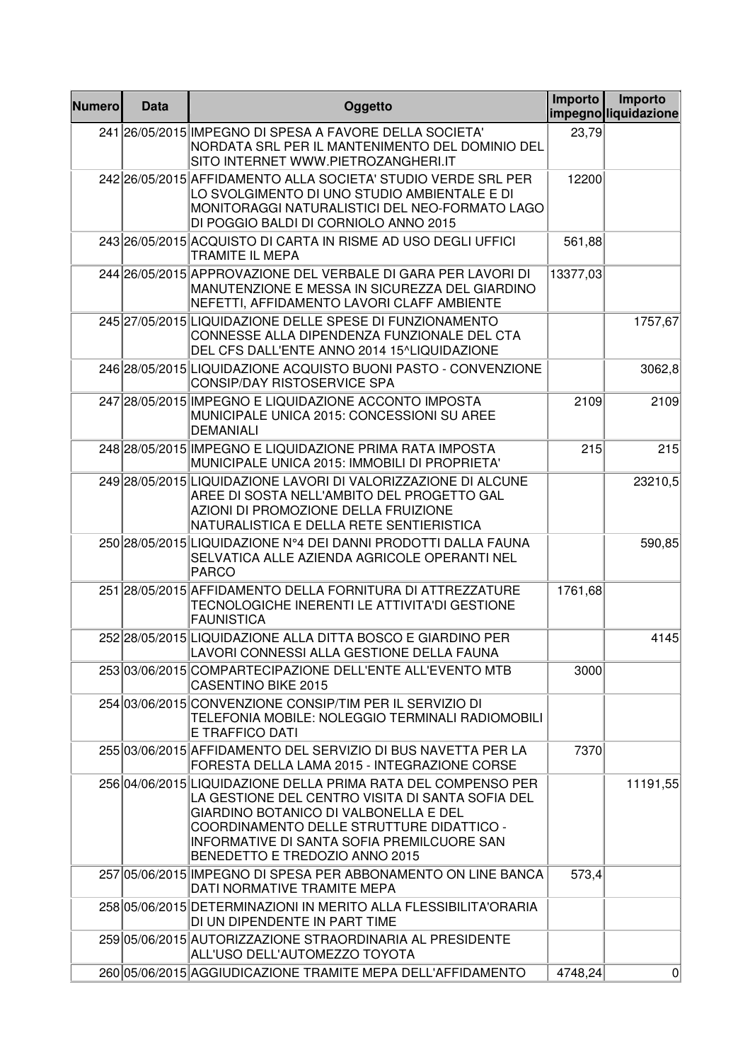| Numero | Data | Oggetto | Importo impegno | Importo liquidazione |
|---|---|---|---|---|
| 241 | 26/05/2015 | IMPEGNO DI SPESA A FAVORE DELLA SOCIETA' NORDATA SRL PER IL MANTENIMENTO DEL DOMINIO DEL SITO INTERNET WWW.PIETROZANGHERI.IT | 23,79 | |
| 242 | 26/05/2015 | AFFIDAMENTO ALLA SOCIETA' STUDIO VERDE SRL PER LO SVOLGIMENTO DI UNO STUDIO AMBIENTALE E DI MONITORAGGI NATURALISTICI DEL NEO-FORMATO LAGO DI POGGIO BALDI DI CORNIOLO ANNO 2015 | 12200 | |
| 243 | 26/05/2015 | ACQUISTO DI CARTA IN RISME AD USO DEGLI UFFICI TRAMITE IL MEPA | 561,88 | |
| 244 | 26/05/2015 | APPROVAZIONE DEL VERBALE DI GARA PER LAVORI DI MANUTENZIONE E MESSA IN SICUREZZA DEL GIARDINO NEFETTI, AFFIDAMENTO LAVORI CLAFF AMBIENTE | 13377,03 | |
| 245 | 27/05/2015 | LIQUIDAZIONE DELLE SPESE DI FUNZIONAMENTO CONNESSE ALLA DIPENDENZA FUNZIONALE DEL CTA DEL CFS DALL'ENTE ANNO 2014 15^LIQUIDAZIONE | | 1757,67 |
| 246 | 28/05/2015 | LIQUIDAZIONE ACQUISTO BUONI PASTO - CONVENZIONE CONSIP/DAY RISTOSERVICE SPA | | 3062,8 |
| 247 | 28/05/2015 | IMPEGNO E LIQUIDAZIONE ACCONTO IMPOSTA MUNICIPALE UNICA 2015: CONCESSIONI SU AREE DEMANIALI | 2109 | 2109 |
| 248 | 28/05/2015 | IMPEGNO E LIQUIDAZIONE PRIMA RATA IMPOSTA MUNICIPALE UNICA 2015: IMMOBILI DI PROPRIETA' | 215 | 215 |
| 249 | 28/05/2015 | LIQUIDAZIONE LAVORI DI VALORIZZAZIONE DI ALCUNE AREE DI SOSTA NELL'AMBITO DEL PROGETTO GAL AZIONI DI PROMOZIONE DELLA FRUIZIONE NATURALISTICA E DELLA RETE SENTIERISTICA | | 23210,5 |
| 250 | 28/05/2015 | LIQUIDAZIONE N°4 DEI DANNI PRODOTTI DALLA FAUNA SELVATICA ALLE AZIENDA AGRICOLE OPERANTI NEL PARCO | | 590,85 |
| 251 | 28/05/2015 | AFFIDAMENTO DELLA FORNITURA DI ATTREZZATURE TECNOLOGICHE INERENTI LE ATTIVITA'DI GESTIONE FAUNISTICA | 1761,68 | |
| 252 | 28/05/2015 | LIQUIDAZIONE ALLA DITTA BOSCO E GIARDINO PER LAVORI CONNESSI ALLA GESTIONE DELLA FAUNA | | 4145 |
| 253 | 03/06/2015 | COMPARTECIPAZIONE DELL'ENTE ALL'EVENTO MTB CASENTINO BIKE 2015 | 3000 | |
| 254 | 03/06/2015 | CONVENZIONE CONSIP/TIM PER IL SERVIZIO DI TELEFONIA MOBILE: NOLEGGIO TERMINALI RADIOMOBILI E TRAFFICO DATI | | |
| 255 | 03/06/2015 | AFFIDAMENTO DEL SERVIZIO DI BUS NAVETTA PER LA FORESTA DELLA LAMA 2015 - INTEGRAZIONE CORSE | 7370 | |
| 256 | 04/06/2015 | LIQUIDAZIONE DELLA PRIMA RATA DEL COMPENSO PER LA GESTIONE DEL CENTRO VISITA DI SANTA SOFIA DEL GIARDINO BOTANICO DI VALBONELLA E DEL COORDINAMENTO DELLE STRUTTURE DIDATTICO - INFORMATIVE DI SANTA SOFIA PREMILCUORE SAN BENEDETTO E TREDOZIO ANNO 2015 | | 11191,55 |
| 257 | 05/06/2015 | IMPEGNO DI SPESA PER ABBONAMENTO ON LINE BANCA DATI NORMATIVE TRAMITE MEPA | 573,4 | |
| 258 | 05/06/2015 | DETERMINAZIONI IN MERITO ALLA FLESSIBILITA'ORARIA DI UN DIPENDENTE IN PART TIME | | |
| 259 | 05/06/2015 | AUTORIZZAZIONE STRAORDINARIA AL PRESIDENTE ALL'USO DELL'AUTOMEZZO TOYOTA | | |
| 260 | 05/06/2015 | AGGIUDICAZIONE TRAMITE MEPA DELL'AFFIDAMENTO | 4748,24 | 0 |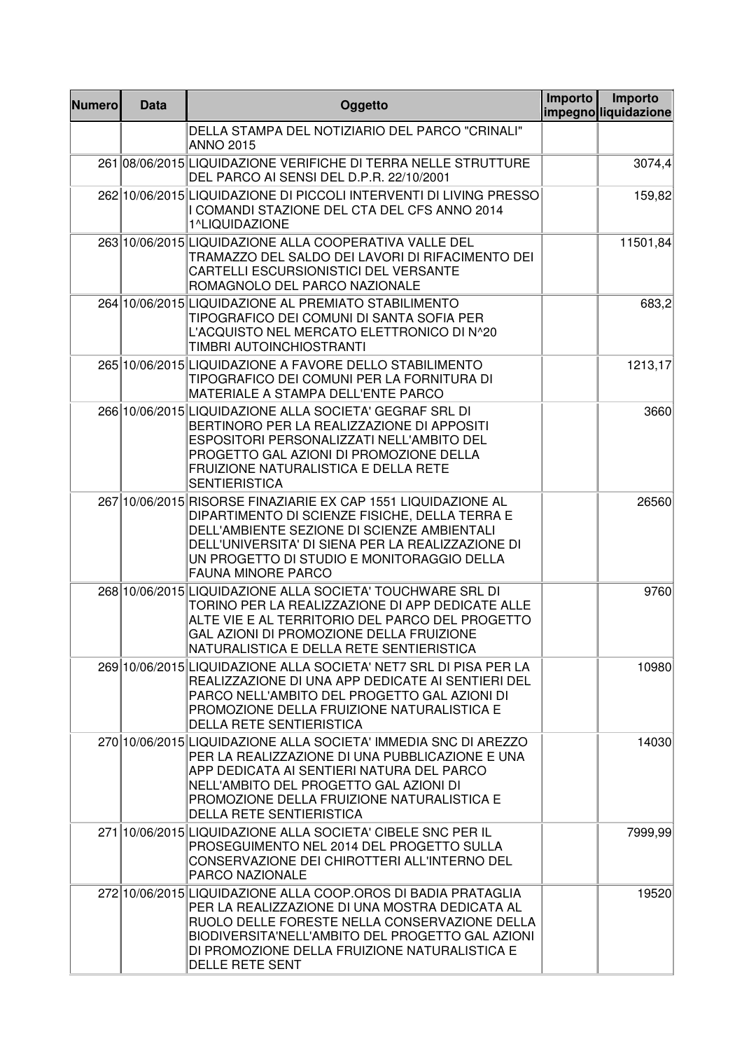| Numero | Data | Oggetto | Importo impegno | Importo liquidazione |
|---|---|---|---|---|
| | | DELLA STAMPA DEL NOTIZIARIO DEL PARCO "CRINALI" ANNO 2015 | | |
| 261 | 08/06/2015 | LIQUIDAZIONE VERIFICHE DI TERRA NELLE STRUTTURE DEL PARCO AI SENSI DEL D.P.R. 22/10/2001 | | 3074,4 |
| 262 | 10/06/2015 | LIQUIDAZIONE DI PICCOLI INTERVENTI DI LIVING PRESSO I COMANDI STAZIONE DEL CTA DEL CFS ANNO 2014 1^LIQUIDAZIONE | | 159,82 |
| 263 | 10/06/2015 | LIQUIDAZIONE ALLA COOPERATIVA VALLE DEL TRAMAZZO DEL SALDO DEI LAVORI DI RIFACIMENTO DEI CARTELLI ESCURSIONISTICI DEL VERSANTE ROMAGNOLO DEL PARCO NAZIONALE | | 11501,84 |
| 264 | 10/06/2015 | LIQUIDAZIONE AL PREMIATO STABILIMENTO TIPOGRAFICO DEI COMUNI DI SANTA SOFIA PER L'ACQUISTO NEL MERCATO ELETTRONICO DI N^20 TIMBRI AUTOINCHIOSTRANTI | | 683,2 |
| 265 | 10/06/2015 | LIQUIDAZIONE A FAVORE DELLO STABILIMENTO TIPOGRAFICO DEI COMUNI PER LA FORNITURA DI MATERIALE A STAMPA DELL'ENTE PARCO | | 1213,17 |
| 266 | 10/06/2015 | LIQUIDAZIONE ALLA SOCIETA' GEGRAF SRL DI BERTINORO PER LA REALIZZAZIONE DI APPOSITI ESPOSITORI PERSONALIZZATI NELL'AMBITO DEL PROGETTO GAL AZIONI DI PROMOZIONE DELLA FRUIZIONE NATURALISTICA E DELLA RETE SENTIERISTICA | | 3660 |
| 267 | 10/06/2015 | RISORSE FINAZIARIE EX CAP 1551 LIQUIDAZIONE AL DIPARTIMENTO DI SCIENZE FISICHE, DELLA TERRA E DELL'AMBIENTE SEZIONE DI SCIENZE AMBIENTALI DELL'UNIVERSITA' DI SIENA PER LA REALIZZAZIONE DI UN PROGETTO DI STUDIO E MONITORAGGIO DELLA FAUNA MINORE PARCO | | 26560 |
| 268 | 10/06/2015 | LIQUIDAZIONE ALLA SOCIETA' TOUCHWARE SRL DI TORINO PER LA REALIZZAZIONE DI APP DEDICATE ALLE ALTE VIE E AL TERRITORIO DEL PARCO DEL PROGETTO GAL AZIONI DI PROMOZIONE DELLA FRUIZIONE NATURALISTICA E DELLA RETE SENTIERISTICA | | 9760 |
| 269 | 10/06/2015 | LIQUIDAZIONE ALLA SOCIETA' NET7 SRL DI PISA PER LA REALIZZAZIONE DI UNA APP DEDICATE AI SENTIERI DEL PARCO NELL'AMBITO DEL PROGETTO GAL AZIONI DI PROMOZIONE DELLA FRUIZIONE NATURALISTICA E DELLA RETE SENTIERISTICA | | 10980 |
| 270 | 10/06/2015 | LIQUIDAZIONE ALLA SOCIETA' IMMEDIA SNC DI AREZZO PER LA REALIZZAZIONE DI UNA PUBBLICAZIONE E UNA APP DEDICATA AI SENTIERI NATURA DEL PARCO NELL'AMBITO DEL PROGETTO GAL AZIONI DI PROMOZIONE DELLA FRUIZIONE NATURALISTICA E DELLA RETE SENTIERISTICA | | 14030 |
| 271 | 10/06/2015 | LIQUIDAZIONE ALLA SOCIETA' CIBELE SNC PER IL PROSEGUIMENTO NEL 2014 DEL PROGETTO SULLA CONSERVAZIONE DEI CHIROTTERI ALL'INTERNO DEL PARCO NAZIONALE | | 7999,99 |
| 272 | 10/06/2015 | LIQUIDAZIONE ALLA COOP.OROS DI BADIA PRATAGLIA PER LA REALIZZAZIONE DI UNA MOSTRA DEDICATA AL RUOLO DELLE FORESTE NELLA CONSERVAZIONE DELLA BIODIVERSITA'NELL'AMBITO DEL PROGETTO GAL AZIONI DI PROMOZIONE DELLA FRUIZIONE NATURALISTICA E DELLE RETE SENT | | 19520 |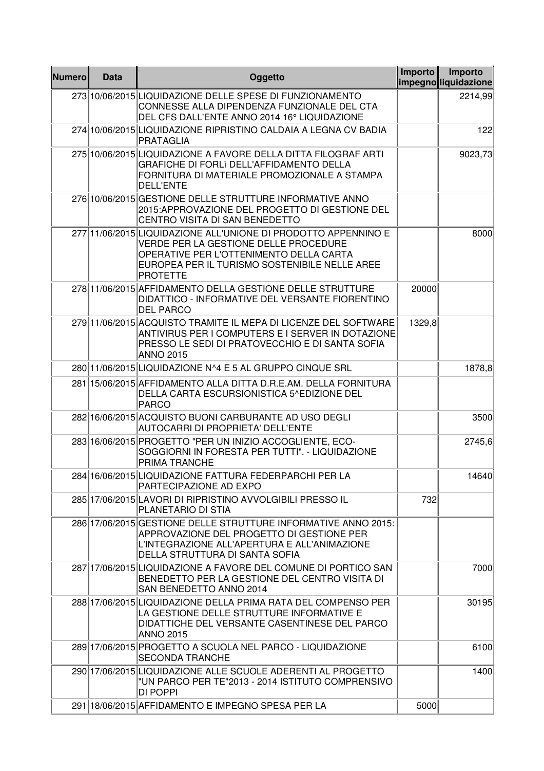| Numero | Data | Oggetto | Importo impegno | Importo liquidazione |
| --- | --- | --- | --- | --- |
| 273 | 10/06/2015 | LIQUIDAZIONE DELLE SPESE DI FUNZIONAMENTO CONNESSE ALLA DIPENDENZA FUNZIONALE DEL CTA DEL CFS DALL'ENTE ANNO 2014 16° LIQUIDAZIONE | | 2214,99 |
| 274 | 10/06/2015 | LIQUIDAZIONE RIPRISTINO CALDAIA A LEGNA CV BADIA PRATAGLIA | | 122 |
| 275 | 10/06/2015 | LIQUIDAZIONE A FAVORE DELLA DITTA FILOGRAF ARTI GRAFICHE DI FORLì DELL'AFFIDAMENTO DELLA FORNITURA DI MATERIALE PROMOZIONALE A STAMPA DELL'ENTE | | 9023,73 |
| 276 | 10/06/2015 | GESTIONE DELLE STRUTTURE INFORMATIVE ANNO 2015:APPROVAZIONE DEL PROGETTO DI GESTIONE DEL CENTRO VISITA DI SAN BENEDETTO | | |
| 277 | 11/06/2015 | LIQUIDAZIONE ALL'UNIONE DI PRODOTTO APPENNINO E VERDE PER LA GESTIONE DELLE PROCEDURE OPERATIVE PER L'OTTENIMENTO DELLA CARTA EUROPEA PER IL TURISMO SOSTENIBILE NELLE AREE PROTETTE | | 8000 |
| 278 | 11/06/2015 | AFFIDAMENTO DELLA GESTIONE DELLE STRUTTURE DIDATTICO - INFORMATIVE DEL VERSANTE FIORENTINO DEL PARCO | 20000 | |
| 279 | 11/06/2015 | ACQUISTO TRAMITE IL MEPA DI LICENZE DEL SOFTWARE ANTIVIRUS PER I COMPUTERS E I SERVER IN DOTAZIONE PRESSO LE SEDI DI PRATOVECCHIO E DI SANTA SOFIA ANNO 2015 | 1329,8 | |
| 280 | 11/06/2015 | LIQUIDAZIONE N^4 E 5 AL GRUPPO CINQUE SRL | | 1878,8 |
| 281 | 15/06/2015 | AFFIDAMENTO ALLA DITTA D.R.E.AM. DELLA FORNITURA DELLA CARTA ESCURSIONISTICA 5^EDIZIONE DEL PARCO | | |
| 282 | 16/06/2015 | ACQUISTO BUONI CARBURANTE AD USO DEGLI AUTOCARRI DI PROPRIETA' DELL'ENTE | | 3500 |
| 283 | 16/06/2015 | PROGETTO "PER UN INIZIO ACCOGLIENTE, ECO-SOGGIORNI IN FORESTA PER TUTTI". - LIQUIDAZIONE PRIMA TRANCHE | | 2745,6 |
| 284 | 16/06/2015 | LIQUIDAZIONE FATTURA FEDERPARCHI PER LA PARTECIPAZIONE AD EXPO | | 14640 |
| 285 | 17/06/2015 | LAVORI DI RIPRISTINO AVVOLGIBILI PRESSO IL PLANETARIO DI STIA | 732 | |
| 286 | 17/06/2015 | GESTIONE DELLE STRUTTURE INFORMATIVE ANNO 2015: APPROVAZIONE DEL PROGETTO DI GESTIONE PER L'INTEGRAZIONE ALL'APERTURA E ALL'ANIMAZIONE DELLA STRUTTURA DI SANTA SOFIA | | |
| 287 | 17/06/2015 | LIQUIDAZIONE A FAVORE DEL COMUNE DI PORTICO SAN BENEDETTO PER LA GESTIONE DEL CENTRO VISITA DI SAN BENEDETTO ANNO 2014 | | 7000 |
| 288 | 17/06/2015 | LIQUIDAZIONE DELLA PRIMA RATA DEL COMPENSO PER LA GESTIONE DELLE STRUTTURE INFORMATIVE E DIDATTICHE DEL VERSANTE CASENTINESE DEL PARCO ANNO 2015 | | 30195 |
| 289 | 17/06/2015 | PROGETTO A SCUOLA NEL PARCO - LIQUIDAZIONE SECONDA TRANCHE | | 6100 |
| 290 | 17/06/2015 | LIQUIDAZIONE ALLE SCUOLE ADERENTI AL PROGETTO "UN PARCO PER TE"2013 - 2014 ISTITUTO COMPRENSIVO DI POPPI | | 1400 |
| 291 | 18/06/2015 | AFFIDAMENTO E IMPEGNO SPESA PER LA | 5000 | |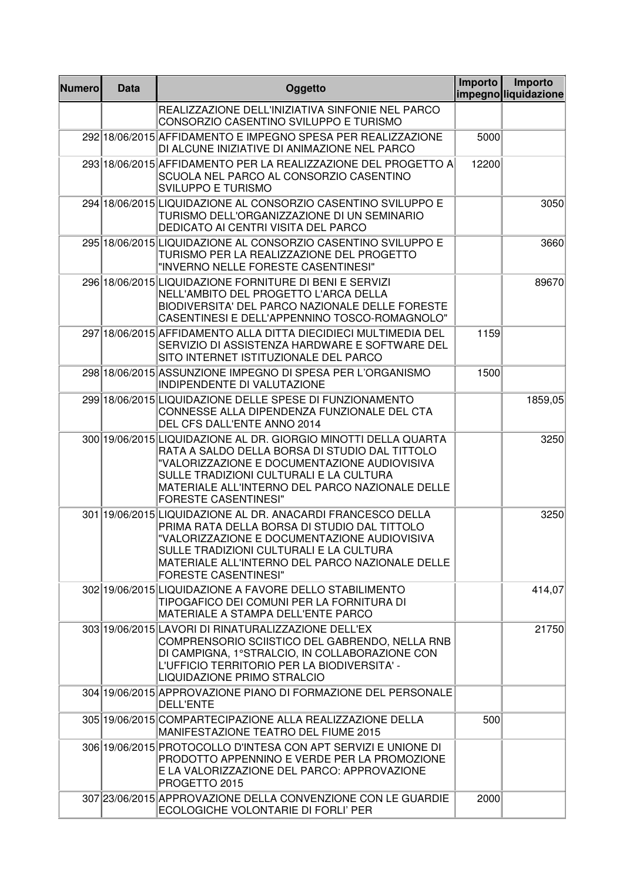| Numero | Data | Oggetto | Importo impegno | Importo liquidazione |
|---|---|---|---|---|
| | | REALIZZAZIONE DELL'INIZIATIVA SINFONIE NEL PARCO CONSORZIO CASENTINO SVILUPPO E TURISMO | | |
| 292 | 18/06/2015 | AFFIDAMENTO E IMPEGNO SPESA PER REALIZZAZIONE DI ALCUNE INIZIATIVE DI ANIMAZIONE NEL PARCO | 5000 | |
| 293 | 18/06/2015 | AFFIDAMENTO PER LA REALIZZAZIONE DEL PROGETTO A SCUOLA NEL PARCO AL CONSORZIO CASENTINO SVILUPPO E TURISMO | 12200 | |
| 294 | 18/06/2015 | LIQUIDAZIONE AL CONSORZIO CASENTINO SVILUPPO E TURISMO DELL'ORGANIZZAZIONE DI UN SEMINARIO DEDICATO AI CENTRI VISITA DEL PARCO | | 3050 |
| 295 | 18/06/2015 | LIQUIDAZIONE AL CONSORZIO CASENTINO SVILUPPO E TURISMO PER LA REALIZZAZIONE DEL PROGETTO "INVERNO NELLE FORESTE CASENTINESI" | | 3660 |
| 296 | 18/06/2015 | LIQUIDAZIONE FORNITURE DI BENI E SERVIZI NELL'AMBITO DEL PROGETTO L'ARCA DELLA BIODIVERSITA' DEL PARCO NAZIONALE DELLE FORESTE CASENTINESI E DELL'APPENNINO TOSCO-ROMAGNOLO" | | 89670 |
| 297 | 18/06/2015 | AFFIDAMENTO ALLA DITTA DIECIDIECI MULTIMEDIA DEL SERVIZIO DI ASSISTENZA HARDWARE E SOFTWARE DEL SITO INTERNET ISTITUZIONALE DEL PARCO | 1159 | |
| 298 | 18/06/2015 | ASSUNZIONE IMPEGNO DI SPESA PER L'ORGANISMO INDIPENDENTE DI VALUTAZIONE | 1500 | |
| 299 | 18/06/2015 | LIQUIDAZIONE DELLE SPESE DI FUNZIONAMENTO CONNESSE ALLA DIPENDENZA FUNZIONALE DEL CTA DEL CFS DALL'ENTE ANNO 2014 | | 1859,05 |
| 300 | 19/06/2015 | LIQUIDAZIONE AL DR. GIORGIO MINOTTI DELLA QUARTA RATA A SALDO DELLA BORSA DI STUDIO DAL TITTOLO "VALORIZZAZIONE E DOCUMENTAZIONE AUDIOVISIVA SULLE TRADIZIONI CULTURALI E LA CULTURA MATERIALE ALL'INTERNO DEL PARCO NAZIONALE DELLE FORESTE CASENTINESI" | | 3250 |
| 301 | 19/06/2015 | LIQUIDAZIONE AL DR. ANACARDI FRANCESCO DELLA PRIMA RATA DELLA BORSA DI STUDIO DAL TITTOLO "VALORIZZAZIONE E DOCUMENTAZIONE AUDIOVISIVA SULLE TRADIZIONI CULTURALI E LA CULTURA MATERIALE ALL'INTERNO DEL PARCO NAZIONALE DELLE FORESTE CASENTINESI" | | 3250 |
| 302 | 19/06/2015 | LIQUIDAZIONE A FAVORE DELLO STABILIMENTO TIPOGAFICO DEI COMUNI PER LA FORNITURA DI MATERIALE A STAMPA DELL'ENTE PARCO | | 414,07 |
| 303 | 19/06/2015 | LAVORI DI RINATURALIZZAZIONE DELL'EX COMPRENSORIO SCIISTICO DEL GABRENDO, NELLA RNB DI CAMPIGNA, 1°STRALCIO, IN COLLABORAZIONE CON L'UFFICIO TERRITORIO PER LA BIODIVERSITA' - LIQUIDAZIONE PRIMO STRALCIO | | 21750 |
| 304 | 19/06/2015 | APPROVAZIONE PIANO DI FORMAZIONE DEL PERSONALE DELL'ENTE | | |
| 305 | 19/06/2015 | COMPARTECIPAZIONE ALLA REALIZZAZIONE DELLA MANIFESTAZIONE TEATRO DEL FIUME 2015 | 500 | |
| 306 | 19/06/2015 | PROTOCOLLO D'INTESA CON APT SERVIZI E UNIONE DI PRODOTTO APPENNINO E VERDE PER LA PROMOZIONE E LA VALORIZZAZIONE DEL PARCO: APPROVAZIONE PROGETTO 2015 | | |
| 307 | 23/06/2015 | APPROVAZIONE DELLA CONVENZIONE CON LE GUARDIE ECOLOGICHE VOLONTARIE DI FORLI' PER | 2000 | |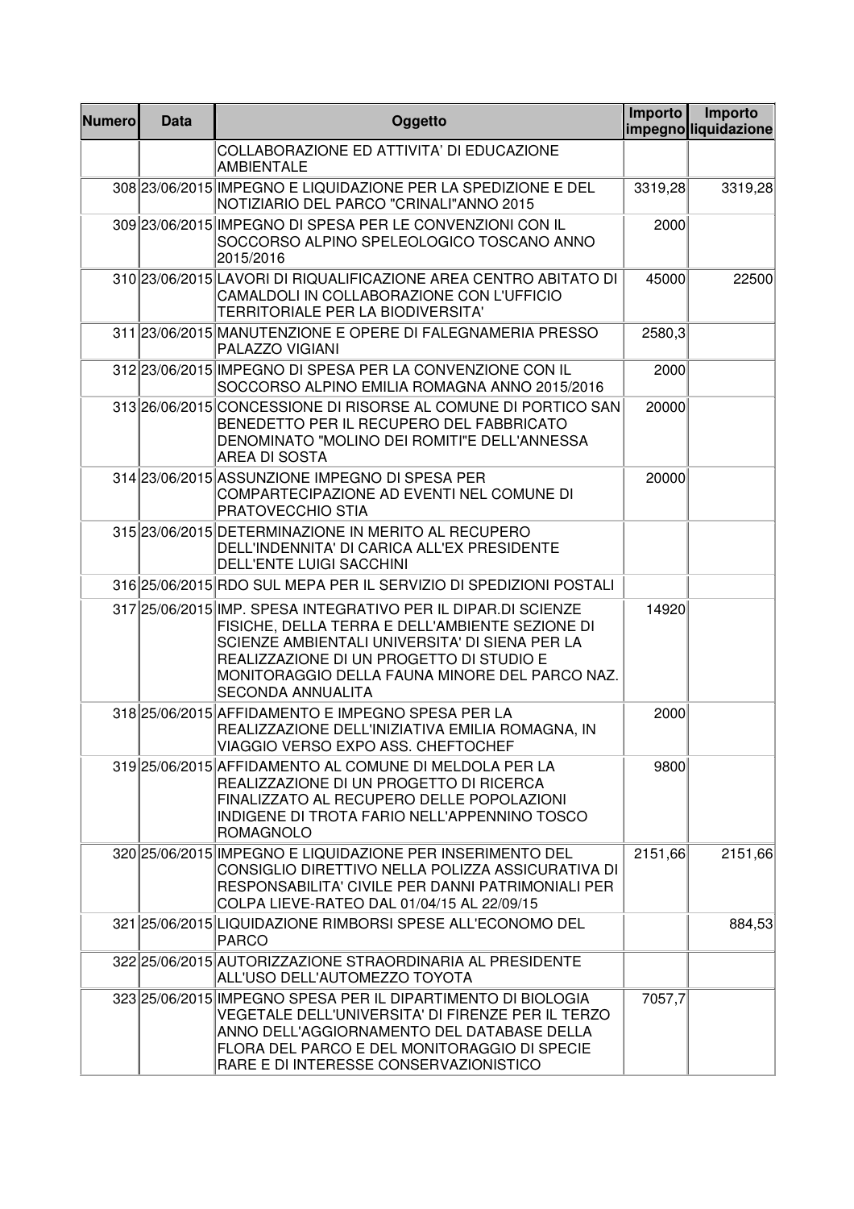| Numero | Data | Oggetto | Importo impegno | Importo liquidazione |
|---|---|---|---|---|
| | | COLLABORAZIONE ED ATTIVITA' DI EDUCAZIONE AMBIENTALE | | |
| 308 | 23/06/2015 | IMPEGNO E LIQUIDAZIONE PER LA SPEDIZIONE E DEL NOTIZIARIO DEL PARCO "CRINALI"ANNO 2015 | 3319,28 | 3319,28 |
| 309 | 23/06/2015 | IMPEGNO DI SPESA PER LE CONVENZIONI CON IL SOCCORSO ALPINO SPELEOLOGICO TOSCANO ANNO 2015/2016 | 2000 | |
| 310 | 23/06/2015 | LAVORI DI RIQUALIFICAZIONE AREA CENTRO ABITATO DI CAMALDOLI IN COLLABORAZIONE CON L'UFFICIO TERRITORIALE PER LA BIODIVERSITA' | 45000 | 22500 |
| 311 | 23/06/2015 | MANUTENZIONE E OPERE DI FALEGNAMERIA PRESSO PALAZZO VIGIANI | 2580,3 | |
| 312 | 23/06/2015 | IMPEGNO DI SPESA PER LA CONVENZIONE CON IL SOCCORSO ALPINO EMILIA ROMAGNA ANNO 2015/2016 | 2000 | |
| 313 | 26/06/2015 | CONCESSIONE DI RISORSE AL COMUNE DI PORTICO SAN BENEDETTO PER IL RECUPERO DEL FABBRICATO DENOMINATO "MOLINO DEI ROMITI"E DELL'ANNESSA AREA DI SOSTA | 20000 | |
| 314 | 23/06/2015 | ASSUNZIONE IMPEGNO DI SPESA PER COMPARTECIPAZIONE AD EVENTI NEL COMUNE DI PRATOVECCHIO STIA | 20000 | |
| 315 | 23/06/2015 | DETERMINAZIONE IN MERITO AL RECUPERO DELL'INDENNITA' DI CARICA ALL'EX PRESIDENTE DELL'ENTE LUIGI SACCHINI | | |
| 316 | 25/06/2015 | RDO SUL MEPA PER IL SERVIZIO DI SPEDIZIONI POSTALI | | |
| 317 | 25/06/2015 | IMP. SPESA INTEGRATIVO PER IL DIPAR.DI SCIENZE FISICHE, DELLA TERRA E DELL'AMBIENTE SEZIONE DI SCIENZE AMBIENTALI UNIVERSITA' DI SIENA PER LA REALIZZAZIONE DI UN PROGETTO DI STUDIO E MONITORAGGIO DELLA FAUNA MINORE DEL PARCO NAZ. SECONDA ANNUALITA | 14920 | |
| 318 | 25/06/2015 | AFFIDAMENTO E IMPEGNO SPESA PER LA REALIZZAZIONE DELL'INIZIATIVA EMILIA ROMAGNA, IN VIAGGIO VERSO EXPO ASS. CHEFTOCHEF | 2000 | |
| 319 | 25/06/2015 | AFFIDAMENTO AL COMUNE DI MELDOLA PER LA REALIZZAZIONE DI UN PROGETTO DI RICERCA FINALIZZATO AL RECUPERO DELLE POPOLAZIONI INDIGENE DI TROTA FARIO NELL'APPENNINO TOSCO ROMAGNOLO | 9800 | |
| 320 | 25/06/2015 | IMPEGNO E LIQUIDAZIONE PER INSERIMENTO DEL CONSIGLIO DIRETTIVO NELLA POLIZZA ASSICURATIVA DI RESPONSABILITA' CIVILE PER DANNI PATRIMONIALI PER COLPA LIEVE-RATEO DAL 01/04/15 AL 22/09/15 | 2151,66 | 2151,66 |
| 321 | 25/06/2015 | LIQUIDAZIONE RIMBORSI SPESE ALL'ECONOMO DEL PARCO | | 884,53 |
| 322 | 25/06/2015 | AUTORIZZAZIONE STRAORDINARIA AL PRESIDENTE ALL'USO DELL'AUTOMEZZO TOYOTA | | |
| 323 | 25/06/2015 | IMPEGNO SPESA PER IL DIPARTIMENTO DI BIOLOGIA VEGETALE DELL'UNIVERSITA' DI FIRENZE PER IL TERZO ANNO DELL'AGGIORNAMENTO DEL DATABASE DELLA FLORA DEL PARCO E DEL MONITORAGGIO DI SPECIE RARE E DI INTERESSE CONSERVAZIONISTICO | 7057,7 | |